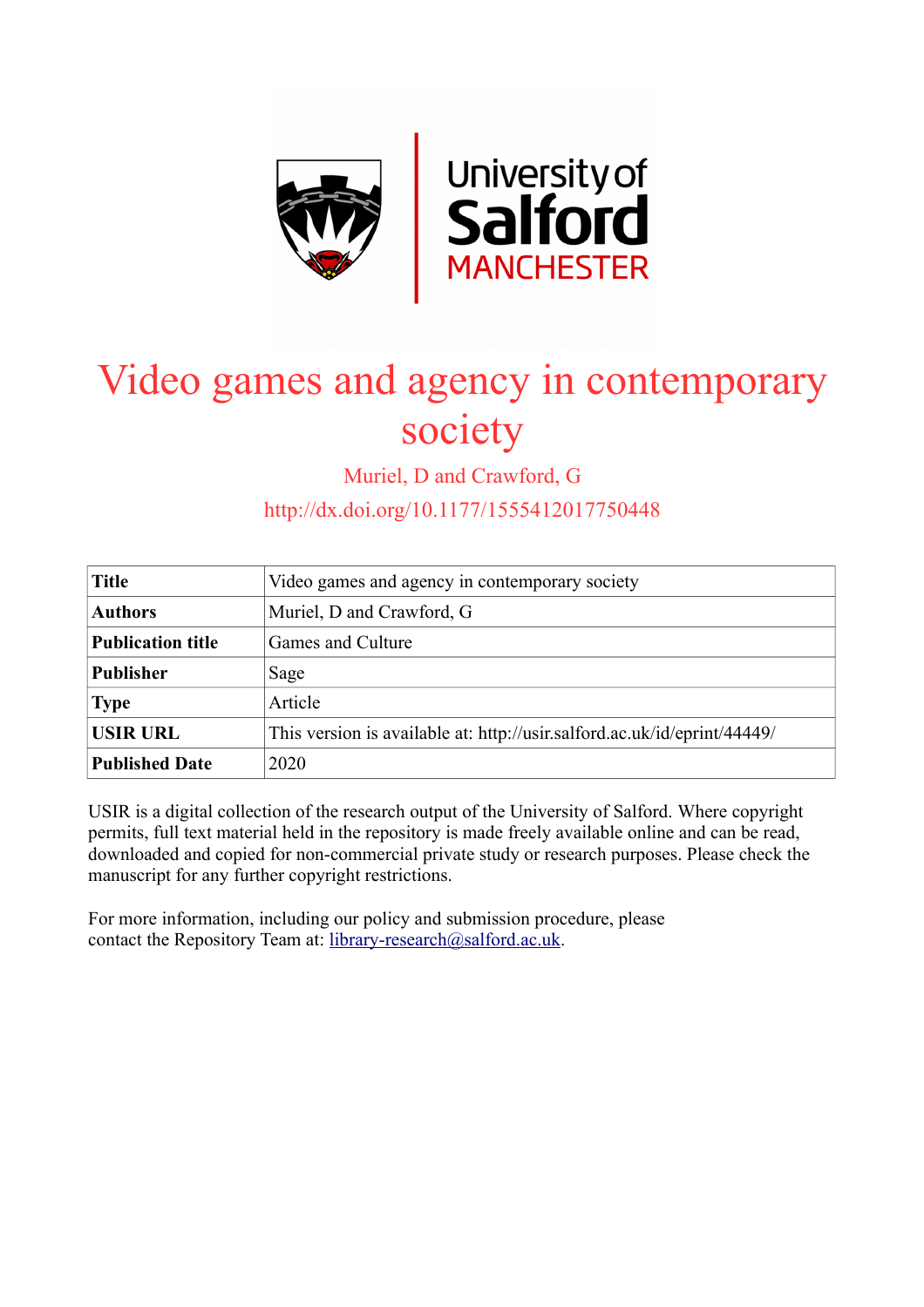University of Salford MANCHESTER

# Video games and agency in contemporary society

Muriel, D and Crawford, G

http://dx.doi.org/10.1177/1555412017750448

| **Title** | Video games and agency in contemporary society |
|---|---|
| **Authors** | Muriel, D and Crawford, G |
| **Publication title** | Games and Culture |
| **Publisher** | Sage |
| **Type** | Article |
| **USIR URL** | This version is available at: http://usir.salford.ac.uk/id/eprint/44449/ |
| **Published Date** | 2020 |

USIR is a digital collection of the research output of the University of Salford. Where copyright permits, full text material held in the repository is made freely available online and can be read, downloaded and copied for non-commercial private study or research purposes. Please check the manuscript for any further copyright restrictions.

For more information, including our policy and submission procedure, please contact the Repository Team at: library-research@salford.ac.uk.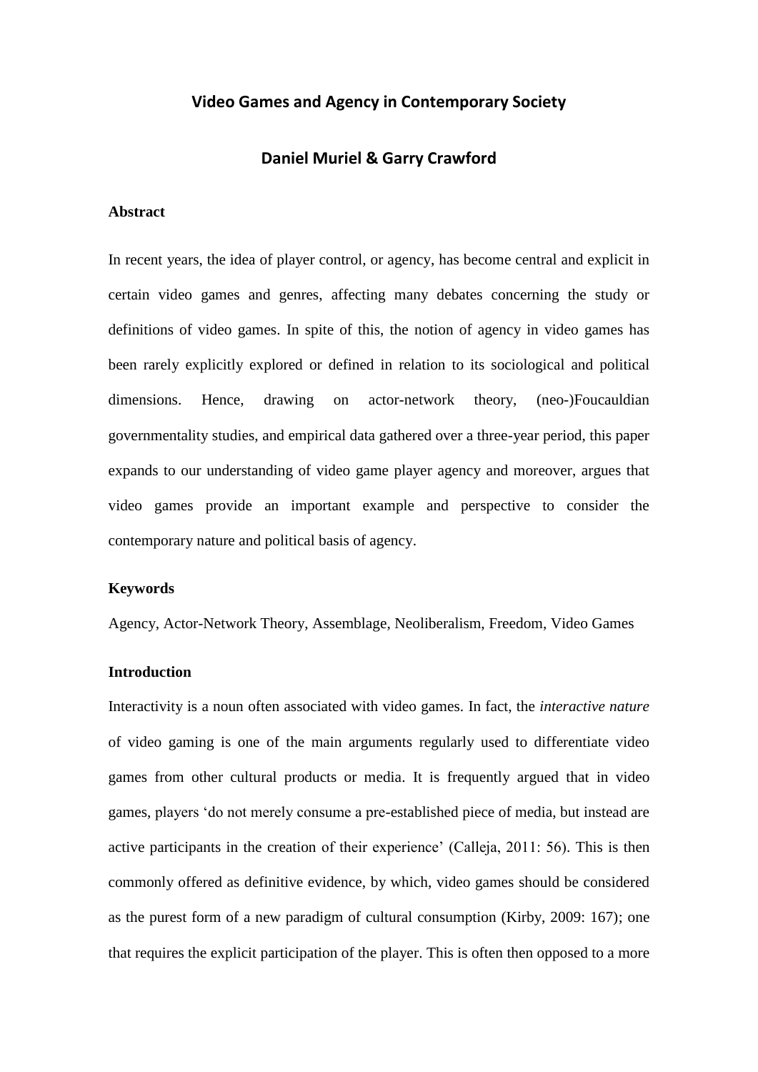# Video Games and Agency in Contemporary Society

## Daniel Muriel & Garry Crawford

### Abstract

In recent years, the idea of player control, or agency, has become central and explicit in certain video games and genres, affecting many debates concerning the study or definitions of video games. In spite of this, the notion of agency in video games has been rarely explicitly explored or defined in relation to its sociological and political dimensions. Hence, drawing on actor-network theory, (neo-)Foucauldian governmentality studies, and empirical data gathered over a three-year period, this paper expands to our understanding of video game player agency and moreover, argues that video games provide an important example and perspective to consider the contemporary nature and political basis of agency.

### Keywords

Agency, Actor-Network Theory, Assemblage, Neoliberalism, Freedom, Video Games

### Introduction

Interactivity is a noun often associated with video games. In fact, the *interactive nature* of video gaming is one of the main arguments regularly used to differentiate video games from other cultural products or media. It is frequently argued that in video games, players 'do not merely consume a pre-established piece of media, but instead are active participants in the creation of their experience' (Calleja, 2011: 56). This is then commonly offered as definitive evidence, by which, video games should be considered as the purest form of a new paradigm of cultural consumption (Kirby, 2009: 167); one that requires the explicit participation of the player. This is often then opposed to a more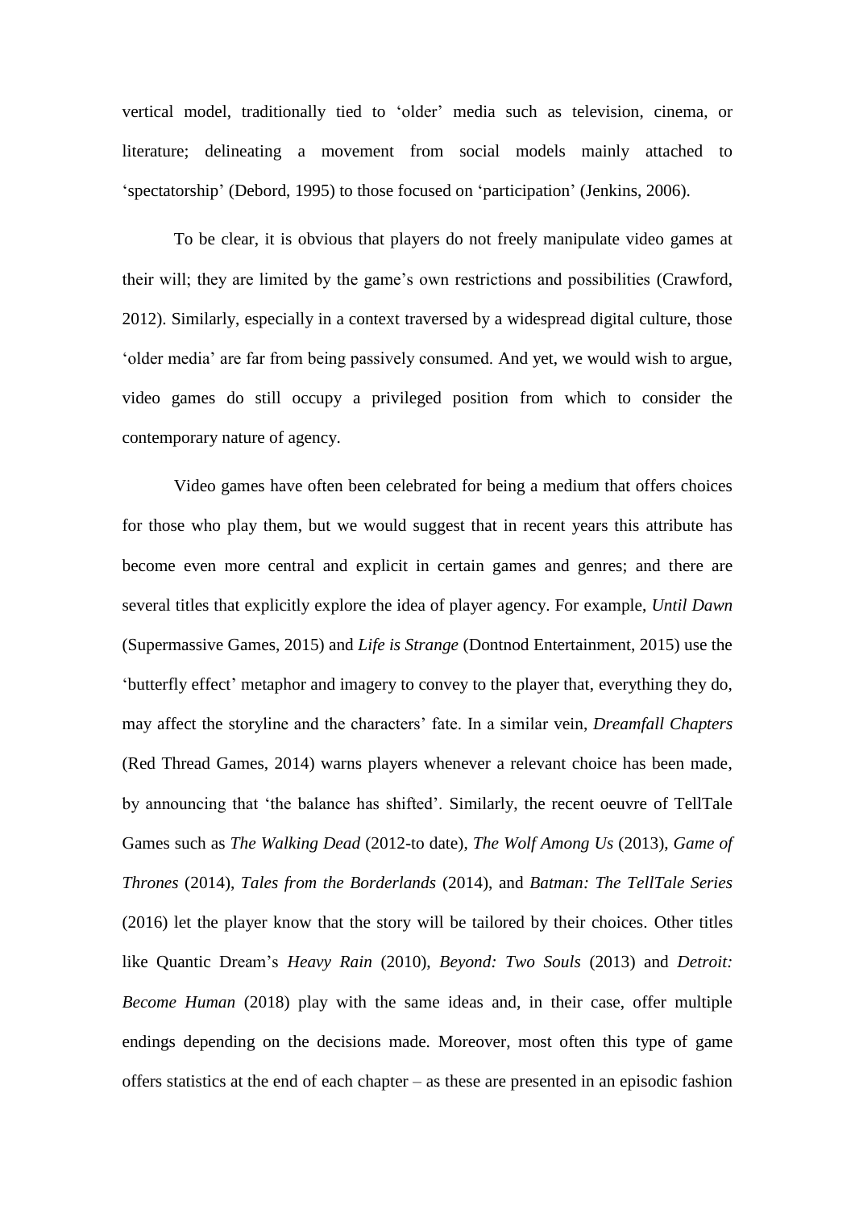vertical model, traditionally tied to 'older' media such as television, cinema, or literature; delineating a movement from social models mainly attached to 'spectatorship' (Debord, 1995) to those focused on 'participation' (Jenkins, 2006).

To be clear, it is obvious that players do not freely manipulate video games at their will; they are limited by the game's own restrictions and possibilities (Crawford, 2012). Similarly, especially in a context traversed by a widespread digital culture, those 'older media' are far from being passively consumed. And yet, we would wish to argue, video games do still occupy a privileged position from which to consider the contemporary nature of agency.

Video games have often been celebrated for being a medium that offers choices for those who play them, but we would suggest that in recent years this attribute has become even more central and explicit in certain games and genres; and there are several titles that explicitly explore the idea of player agency. For example, *Until Dawn* (Supermassive Games, 2015) and *Life is Strange* (Dontnod Entertainment, 2015) use the 'butterfly effect' metaphor and imagery to convey to the player that, everything they do, may affect the storyline and the characters' fate. In a similar vein, *Dreamfall Chapters* (Red Thread Games, 2014) warns players whenever a relevant choice has been made, by announcing that 'the balance has shifted'. Similarly, the recent oeuvre of TellTale Games such as *The Walking Dead* (2012-to date), *The Wolf Among Us* (2013), *Game of Thrones* (2014), *Tales from the Borderlands* (2014), and *Batman: The TellTale Series* (2016) let the player know that the story will be tailored by their choices. Other titles like Quantic Dream's *Heavy Rain* (2010), *Beyond: Two Souls* (2013) and *Detroit: Become Human* (2018) play with the same ideas and, in their case, offer multiple endings depending on the decisions made. Moreover, most often this type of game offers statistics at the end of each chapter – as these are presented in an episodic fashion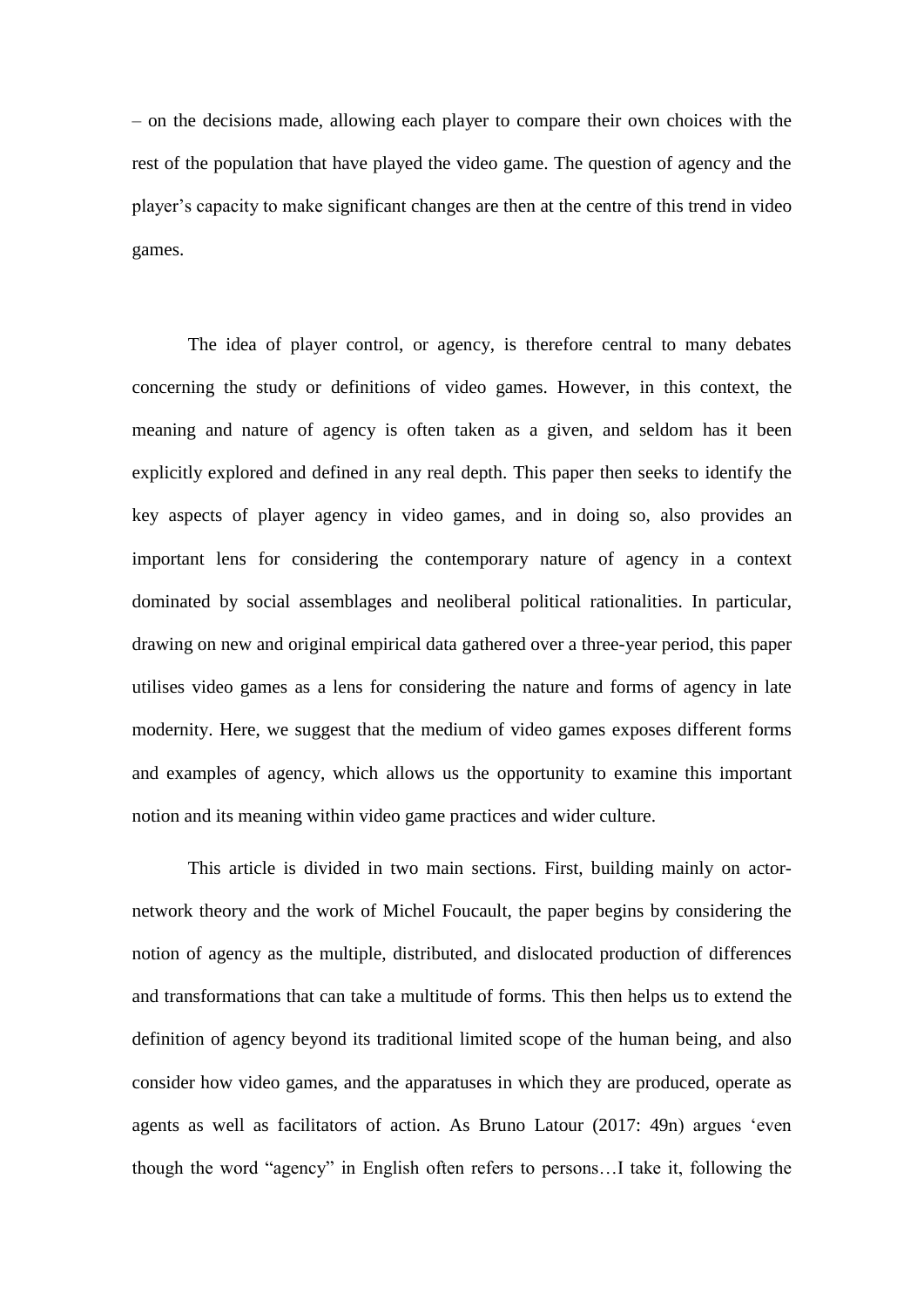– on the decisions made, allowing each player to compare their own choices with the rest of the population that have played the video game. The question of agency and the player's capacity to make significant changes are then at the centre of this trend in video games.

The idea of player control, or agency, is therefore central to many debates concerning the study or definitions of video games. However, in this context, the meaning and nature of agency is often taken as a given, and seldom has it been explicitly explored and defined in any real depth. This paper then seeks to identify the key aspects of player agency in video games, and in doing so, also provides an important lens for considering the contemporary nature of agency in a context dominated by social assemblages and neoliberal political rationalities. In particular, drawing on new and original empirical data gathered over a three-year period, this paper utilises video games as a lens for considering the nature and forms of agency in late modernity. Here, we suggest that the medium of video games exposes different forms and examples of agency, which allows us the opportunity to examine this important notion and its meaning within video game practices and wider culture.

This article is divided in two main sections. First, building mainly on actor-network theory and the work of Michel Foucault, the paper begins by considering the notion of agency as the multiple, distributed, and dislocated production of differences and transformations that can take a multitude of forms. This then helps us to extend the definition of agency beyond its traditional limited scope of the human being, and also consider how video games, and the apparatuses in which they are produced, operate as agents as well as facilitators of action. As Bruno Latour (2017: 49n) argues 'even though the word "agency" in English often refers to persons…I take it, following the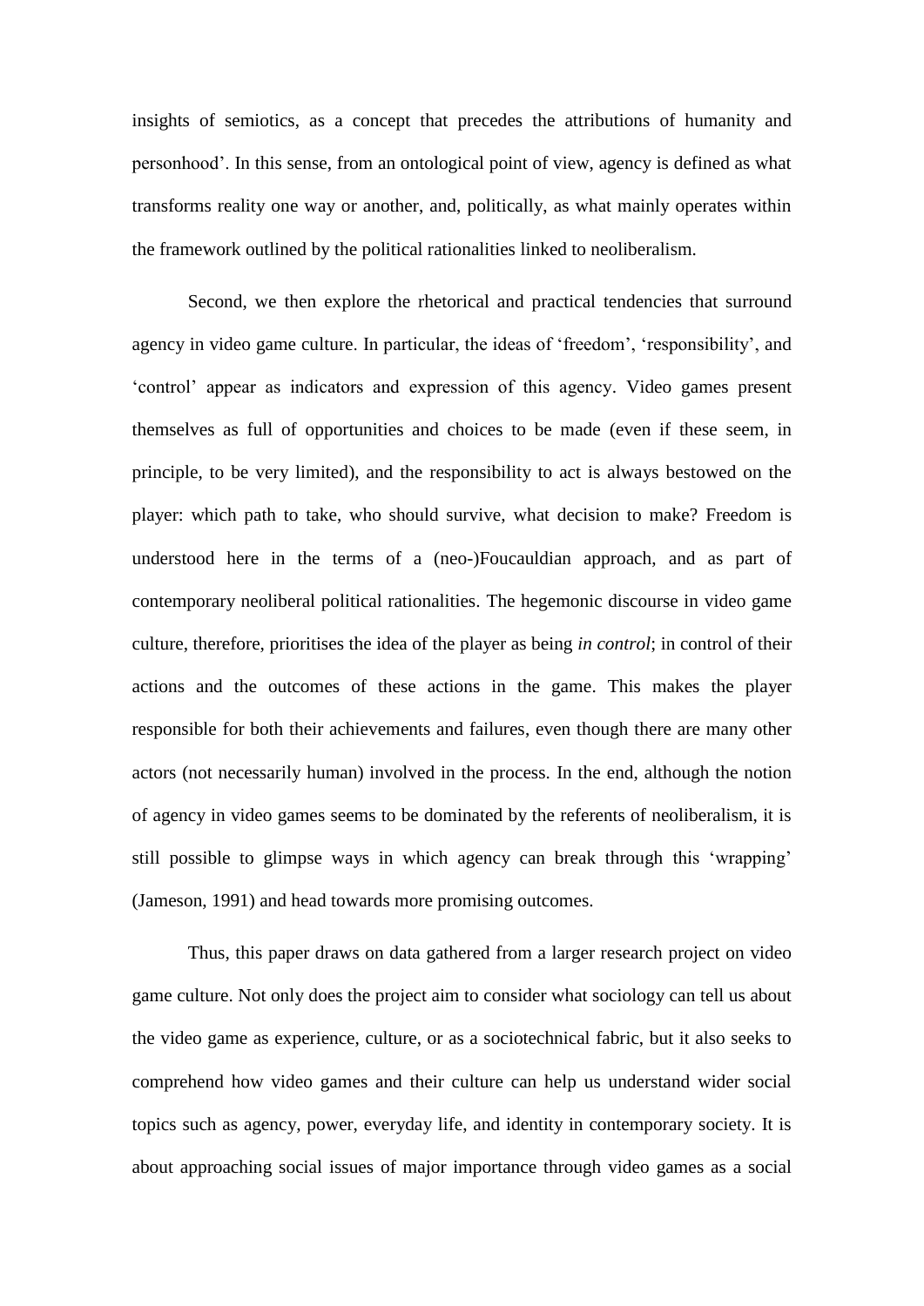insights of semiotics, as a concept that precedes the attributions of humanity and personhood'. In this sense, from an ontological point of view, agency is defined as what transforms reality one way or another, and, politically, as what mainly operates within the framework outlined by the political rationalities linked to neoliberalism.

Second, we then explore the rhetorical and practical tendencies that surround agency in video game culture. In particular, the ideas of 'freedom', 'responsibility', and 'control' appear as indicators and expression of this agency. Video games present themselves as full of opportunities and choices to be made (even if these seem, in principle, to be very limited), and the responsibility to act is always bestowed on the player: which path to take, who should survive, what decision to make? Freedom is understood here in the terms of a (neo-)Foucauldian approach, and as part of contemporary neoliberal political rationalities. The hegemonic discourse in video game culture, therefore, prioritises the idea of the player as being *in control*; in control of their actions and the outcomes of these actions in the game. This makes the player responsible for both their achievements and failures, even though there are many other actors (not necessarily human) involved in the process. In the end, although the notion of agency in video games seems to be dominated by the referents of neoliberalism, it is still possible to glimpse ways in which agency can break through this 'wrapping' (Jameson, 1991) and head towards more promising outcomes.

Thus, this paper draws on data gathered from a larger research project on video game culture. Not only does the project aim to consider what sociology can tell us about the video game as experience, culture, or as a sociotechnical fabric, but it also seeks to comprehend how video games and their culture can help us understand wider social topics such as agency, power, everyday life, and identity in contemporary society. It is about approaching social issues of major importance through video games as a social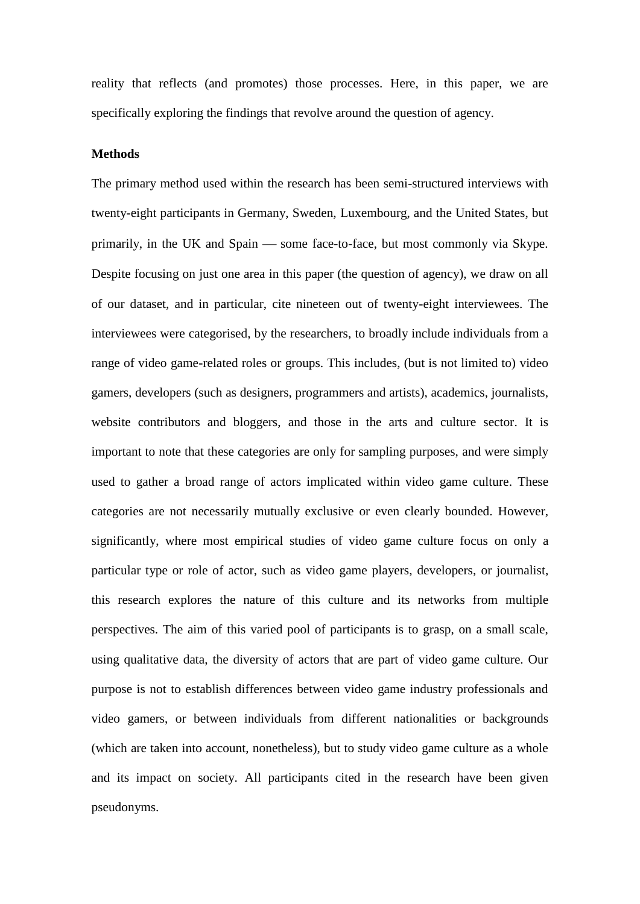reality that reflects (and promotes) those processes. Here, in this paper, we are specifically exploring the findings that revolve around the question of agency.

## Methods

The primary method used within the research has been semi-structured interviews with twenty-eight participants in Germany, Sweden, Luxembourg, and the United States, but primarily, in the UK and Spain — some face-to-face, but most commonly via Skype. Despite focusing on just one area in this paper (the question of agency), we draw on all of our dataset, and in particular, cite nineteen out of twenty-eight interviewees. The interviewees were categorised, by the researchers, to broadly include individuals from a range of video game-related roles or groups. This includes, (but is not limited to) video gamers, developers (such as designers, programmers and artists), academics, journalists, website contributors and bloggers, and those in the arts and culture sector. It is important to note that these categories are only for sampling purposes, and were simply used to gather a broad range of actors implicated within video game culture. These categories are not necessarily mutually exclusive or even clearly bounded. However, significantly, where most empirical studies of video game culture focus on only a particular type or role of actor, such as video game players, developers, or journalist, this research explores the nature of this culture and its networks from multiple perspectives. The aim of this varied pool of participants is to grasp, on a small scale, using qualitative data, the diversity of actors that are part of video game culture. Our purpose is not to establish differences between video game industry professionals and video gamers, or between individuals from different nationalities or backgrounds (which are taken into account, nonetheless), but to study video game culture as a whole and its impact on society. All participants cited in the research have been given pseudonyms.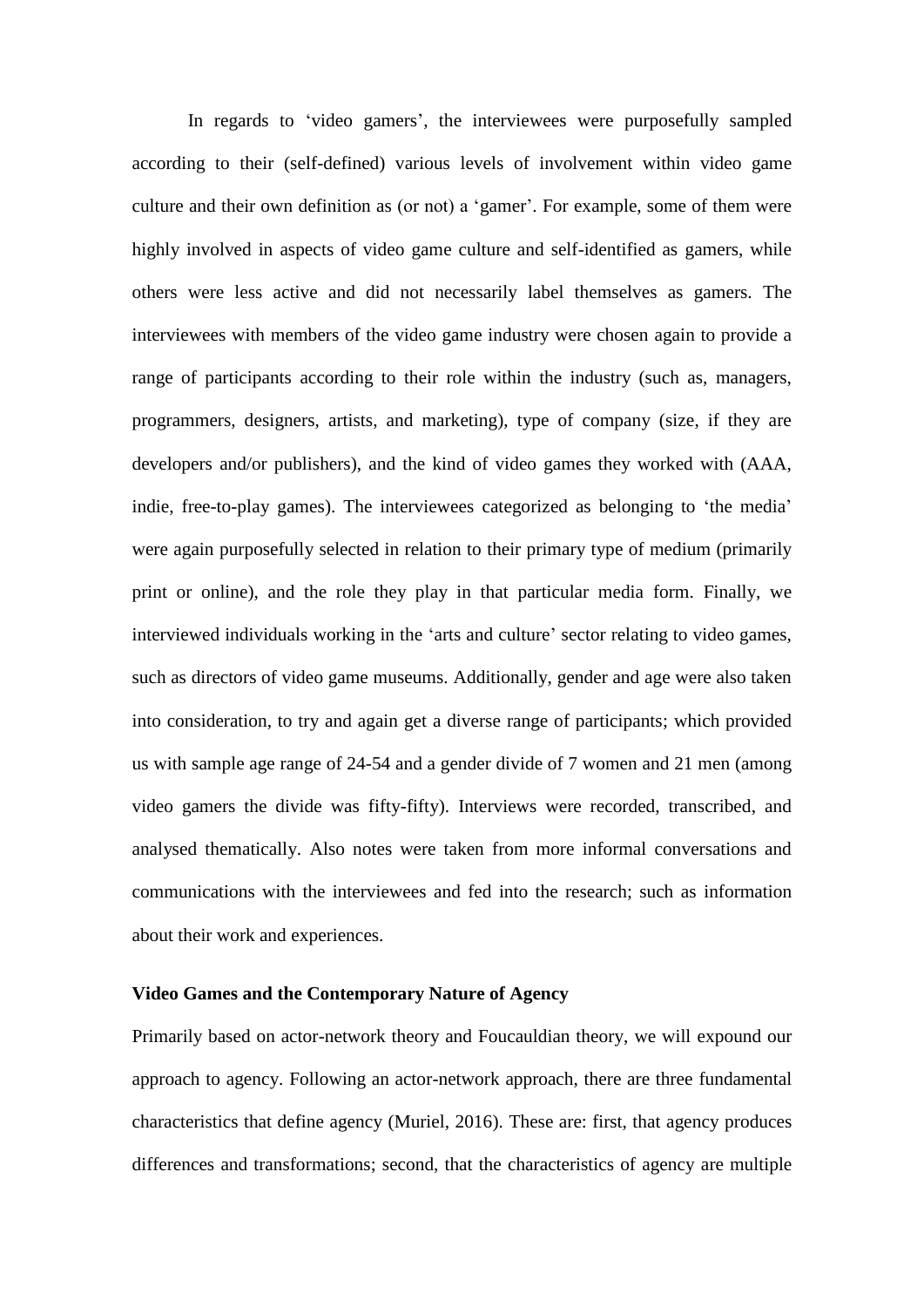In regards to 'video gamers', the interviewees were purposefully sampled according to their (self-defined) various levels of involvement within video game culture and their own definition as (or not) a 'gamer'. For example, some of them were highly involved in aspects of video game culture and self-identified as gamers, while others were less active and did not necessarily label themselves as gamers. The interviewees with members of the video game industry were chosen again to provide a range of participants according to their role within the industry (such as, managers, programmers, designers, artists, and marketing), type of company (size, if they are developers and/or publishers), and the kind of video games they worked with (AAA, indie, free-to-play games). The interviewees categorized as belonging to 'the media' were again purposefully selected in relation to their primary type of medium (primarily print or online), and the role they play in that particular media form. Finally, we interviewed individuals working in the 'arts and culture' sector relating to video games, such as directors of video game museums. Additionally, gender and age were also taken into consideration, to try and again get a diverse range of participants; which provided us with sample age range of 24-54 and a gender divide of 7 women and 21 men (among video gamers the divide was fifty-fifty). Interviews were recorded, transcribed, and analysed thematically. Also notes were taken from more informal conversations and communications with the interviewees and fed into the research; such as information about their work and experiences.

## Video Games and the Contemporary Nature of Agency

Primarily based on actor-network theory and Foucauldian theory, we will expound our approach to agency. Following an actor-network approach, there are three fundamental characteristics that define agency (Muriel, 2016). These are: first, that agency produces differences and transformations; second, that the characteristics of agency are multiple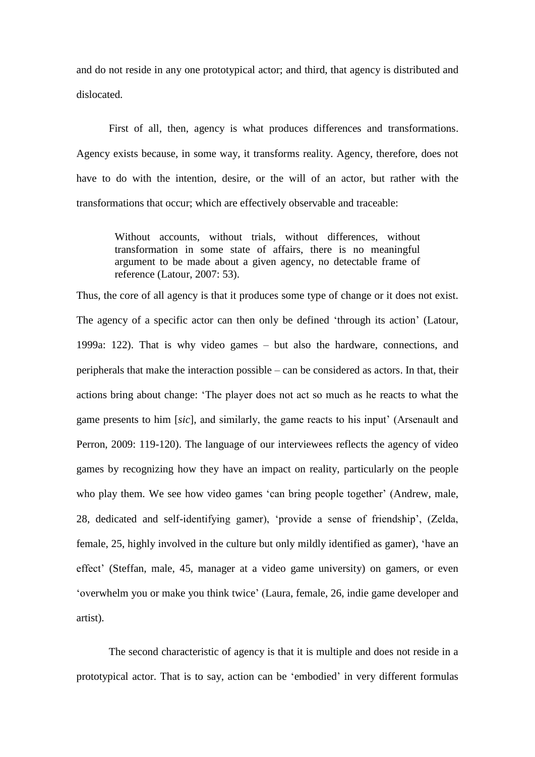and do not reside in any one prototypical actor; and third, that agency is distributed and dislocated.

First of all, then, agency is what produces differences and transformations. Agency exists because, in some way, it transforms reality. Agency, therefore, does not have to do with the intention, desire, or the will of an actor, but rather with the transformations that occur; which are effectively observable and traceable:

> Without accounts, without trials, without differences, without transformation in some state of affairs, there is no meaningful argument to be made about a given agency, no detectable frame of reference (Latour, 2007: 53).

Thus, the core of all agency is that it produces some type of change or it does not exist. The agency of a specific actor can then only be defined 'through its action' (Latour, 1999a: 122). That is why video games – but also the hardware, connections, and peripherals that make the interaction possible – can be considered as actors. In that, their actions bring about change: 'The player does not act so much as he reacts to what the game presents to him [*sic*], and similarly, the game reacts to his input' (Arsenault and Perron, 2009: 119-120). The language of our interviewees reflects the agency of video games by recognizing how they have an impact on reality, particularly on the people who play them. We see how video games 'can bring people together' (Andrew, male, 28, dedicated and self-identifying gamer), 'provide a sense of friendship', (Zelda, female, 25, highly involved in the culture but only mildly identified as gamer), 'have an effect' (Steffan, male, 45, manager at a video game university) on gamers, or even 'overwhelm you or make you think twice' (Laura, female, 26, indie game developer and artist).

The second characteristic of agency is that it is multiple and does not reside in a prototypical actor. That is to say, action can be 'embodied' in very different formulas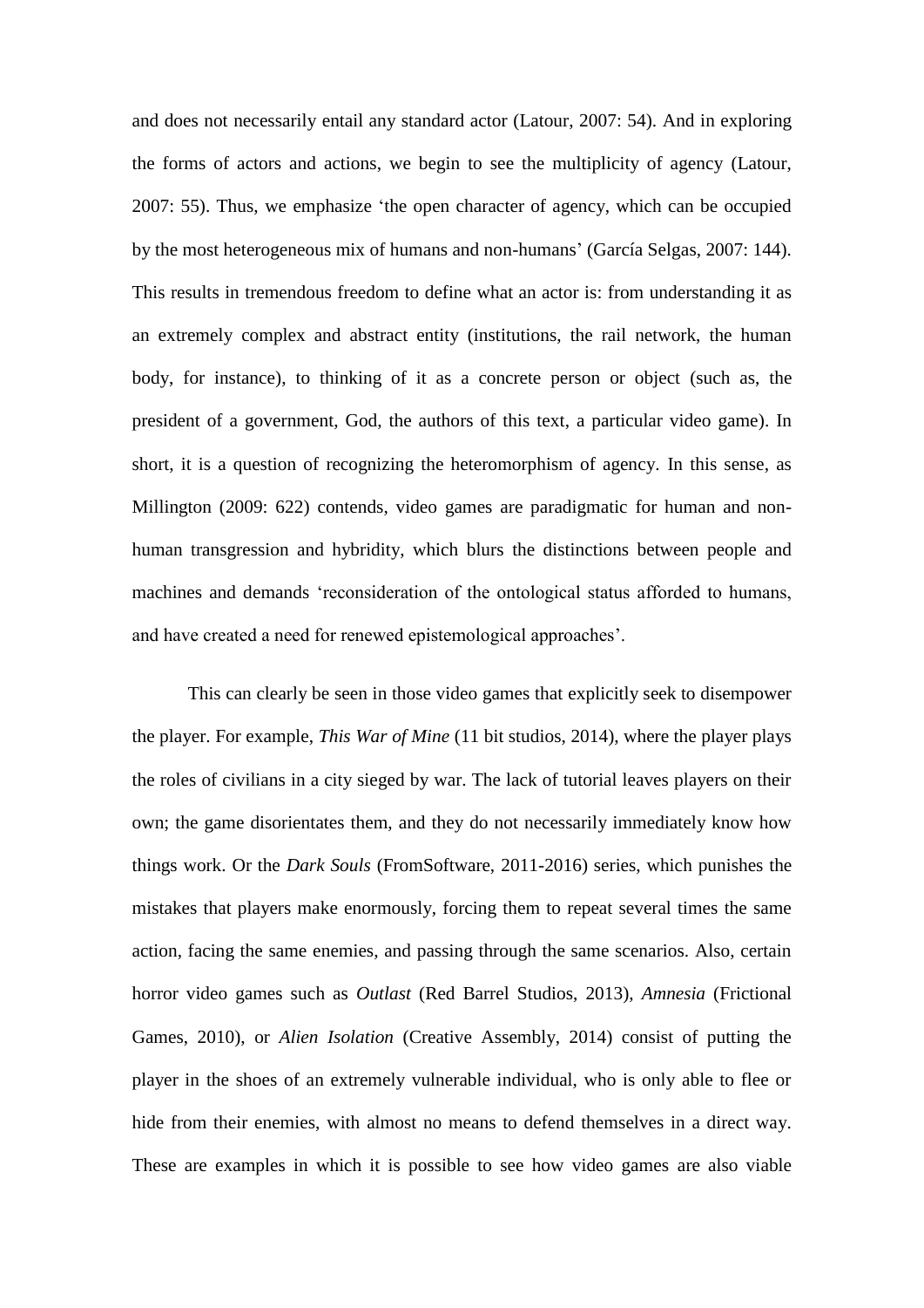and does not necessarily entail any standard actor (Latour, 2007: 54). And in exploring the forms of actors and actions, we begin to see the multiplicity of agency (Latour, 2007: 55). Thus, we emphasize 'the open character of agency, which can be occupied by the most heterogeneous mix of humans and non-humans' (García Selgas, 2007: 144). This results in tremendous freedom to define what an actor is: from understanding it as an extremely complex and abstract entity (institutions, the rail network, the human body, for instance), to thinking of it as a concrete person or object (such as, the president of a government, God, the authors of this text, a particular video game). In short, it is a question of recognizing the heteromorphism of agency. In this sense, as Millington (2009: 622) contends, video games are paradigmatic for human and non-human transgression and hybridity, which blurs the distinctions between people and machines and demands 'reconsideration of the ontological status afforded to humans, and have created a need for renewed epistemological approaches'.

This can clearly be seen in those video games that explicitly seek to disempower the player. For example, *This War of Mine* (11 bit studios, 2014), where the player plays the roles of civilians in a city sieged by war. The lack of tutorial leaves players on their own; the game disorientates them, and they do not necessarily immediately know how things work. Or the *Dark Souls* (FromSoftware, 2011-2016) series, which punishes the mistakes that players make enormously, forcing them to repeat several times the same action, facing the same enemies, and passing through the same scenarios. Also, certain horror video games such as *Outlast* (Red Barrel Studios, 2013), *Amnesia* (Frictional Games, 2010), or *Alien Isolation* (Creative Assembly, 2014) consist of putting the player in the shoes of an extremely vulnerable individual, who is only able to flee or hide from their enemies, with almost no means to defend themselves in a direct way. These are examples in which it is possible to see how video games are also viable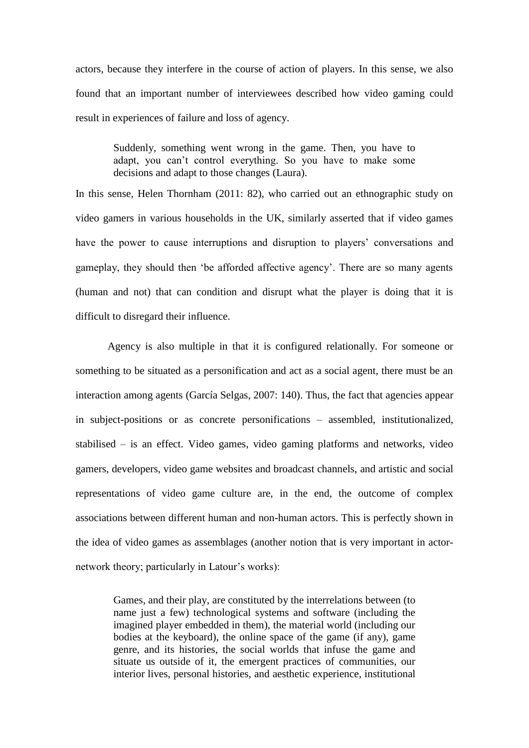actors, because they interfere in the course of action of players. In this sense, we also found that an important number of interviewees described how video gaming could result in experiences of failure and loss of agency.

> Suddenly, something went wrong in the game. Then, you have to adapt, you can't control everything. So you have to make some decisions and adapt to those changes (Laura).

In this sense, Helen Thornham (2011: 82), who carried out an ethnographic study on video gamers in various households in the UK, similarly asserted that if video games have the power to cause interruptions and disruption to players' conversations and gameplay, they should then 'be afforded affective agency'. There are so many agents (human and not) that can condition and disrupt what the player is doing that it is difficult to disregard their influence.

Agency is also multiple in that it is configured relationally. For someone or something to be situated as a personification and act as a social agent, there must be an interaction among agents (García Selgas, 2007: 140). Thus, the fact that agencies appear in subject-positions or as concrete personifications – assembled, institutionalized, stabilised – is an effect. Video games, video gaming platforms and networks, video gamers, developers, video game websites and broadcast channels, and artistic and social representations of video game culture are, in the end, the outcome of complex associations between different human and non-human actors. This is perfectly shown in the idea of video games as assemblages (another notion that is very important in actor-network theory; particularly in Latour's works):

> Games, and their play, are constituted by the interrelations between (to name just a few) technological systems and software (including the imagined player embedded in them), the material world (including our bodies at the keyboard), the online space of the game (if any), game genre, and its histories, the social worlds that infuse the game and situate us outside of it, the emergent practices of communities, our interior lives, personal histories, and aesthetic experience, institutional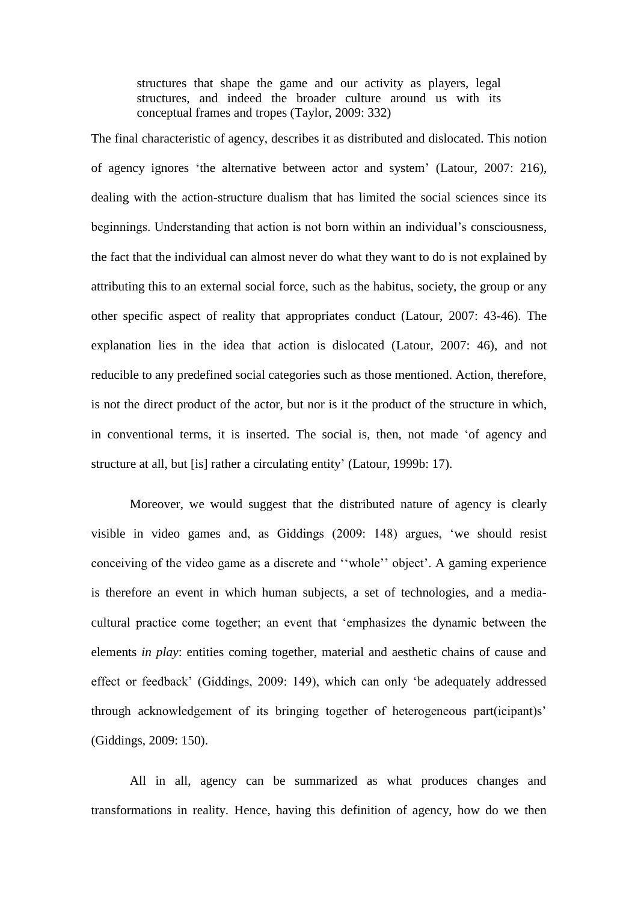> structures that shape the game and our activity as players, legal structures, and indeed the broader culture around us with its conceptual frames and tropes (Taylor, 2009: 332)

The final characteristic of agency, describes it as distributed and dislocated. This notion of agency ignores 'the alternative between actor and system' (Latour, 2007: 216), dealing with the action-structure dualism that has limited the social sciences since its beginnings. Understanding that action is not born within an individual's consciousness, the fact that the individual can almost never do what they want to do is not explained by attributing this to an external social force, such as the habitus, society, the group or any other specific aspect of reality that appropriates conduct (Latour, 2007: 43-46). The explanation lies in the idea that action is dislocated (Latour, 2007: 46), and not reducible to any predefined social categories such as those mentioned. Action, therefore, is not the direct product of the actor, but nor is it the product of the structure in which, in conventional terms, it is inserted. The social is, then, not made 'of agency and structure at all, but [is] rather a circulating entity' (Latour, 1999b: 17).

Moreover, we would suggest that the distributed nature of agency is clearly visible in video games and, as Giddings (2009: 148) argues, 'we should resist conceiving of the video game as a discrete and ''whole'' object'. A gaming experience is therefore an event in which human subjects, a set of technologies, and a media-cultural practice come together; an event that 'emphasizes the dynamic between the elements *in play*: entities coming together, material and aesthetic chains of cause and effect or feedback' (Giddings, 2009: 149), which can only 'be adequately addressed through acknowledgement of its bringing together of heterogeneous part(icipant)s' (Giddings, 2009: 150).

All in all, agency can be summarized as what produces changes and transformations in reality. Hence, having this definition of agency, how do we then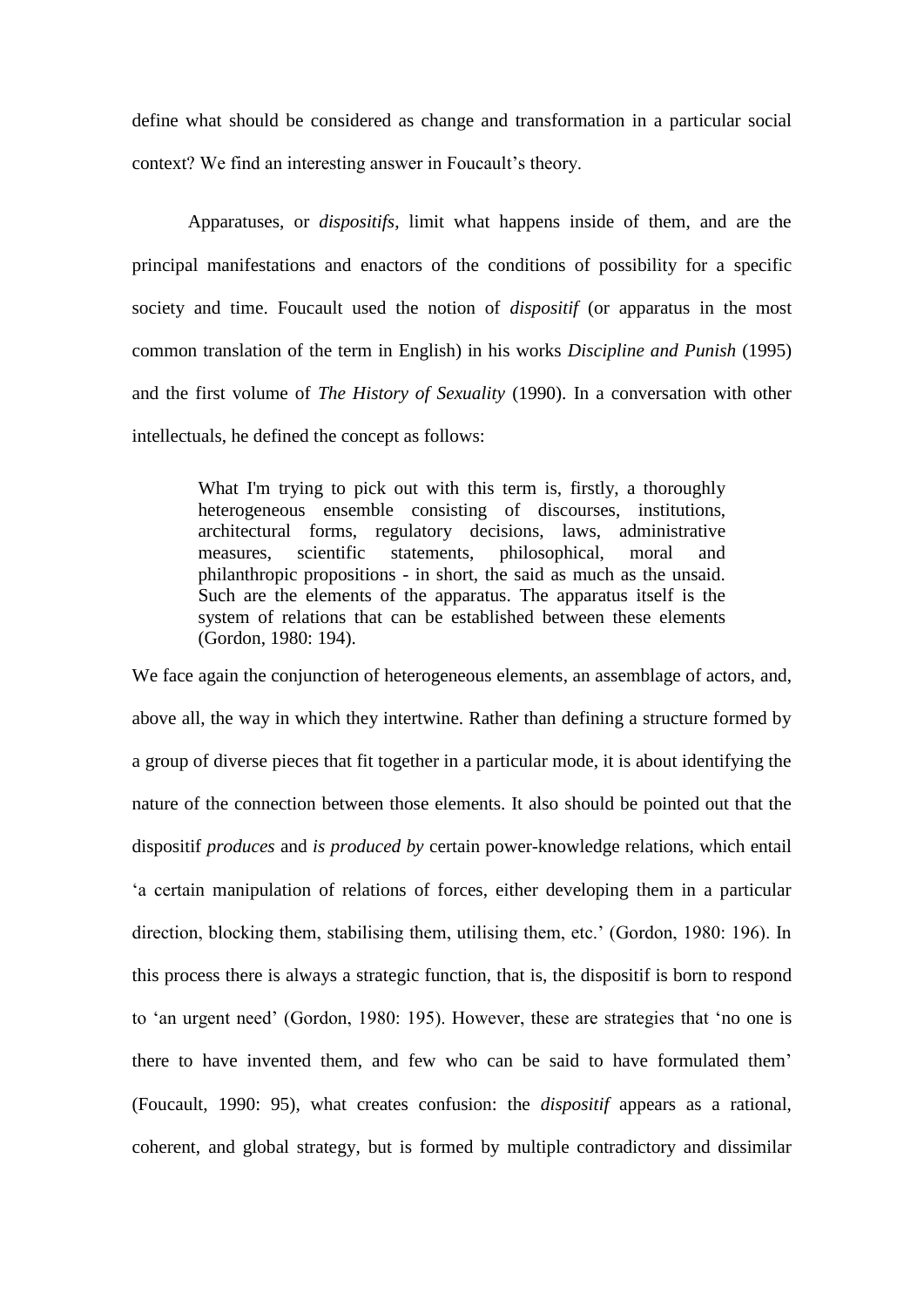define what should be considered as change and transformation in a particular social context? We find an interesting answer in Foucault's theory.

Apparatuses, or *dispositifs*, limit what happens inside of them, and are the principal manifestations and enactors of the conditions of possibility for a specific society and time. Foucault used the notion of *dispositif* (or apparatus in the most common translation of the term in English) in his works *Discipline and Punish* (1995) and the first volume of *The History of Sexuality* (1990). In a conversation with other intellectuals, he defined the concept as follows:

> What I'm trying to pick out with this term is, firstly, a thoroughly heterogeneous ensemble consisting of discourses, institutions, architectural forms, regulatory decisions, laws, administrative measures, scientific statements, philosophical, moral and philanthropic propositions - in short, the said as much as the unsaid. Such are the elements of the apparatus. The apparatus itself is the system of relations that can be established between these elements (Gordon, 1980: 194).

We face again the conjunction of heterogeneous elements, an assemblage of actors, and, above all, the way in which they intertwine. Rather than defining a structure formed by a group of diverse pieces that fit together in a particular mode, it is about identifying the nature of the connection between those elements. It also should be pointed out that the dispositif *produces* and *is produced by* certain power-knowledge relations, which entail 'a certain manipulation of relations of forces, either developing them in a particular direction, blocking them, stabilising them, utilising them, etc.' (Gordon, 1980: 196). In this process there is always a strategic function, that is, the dispositif is born to respond to 'an urgent need' (Gordon, 1980: 195). However, these are strategies that 'no one is there to have invented them, and few who can be said to have formulated them' (Foucault, 1990: 95), what creates confusion: the *dispositif* appears as a rational, coherent, and global strategy, but is formed by multiple contradictory and dissimilar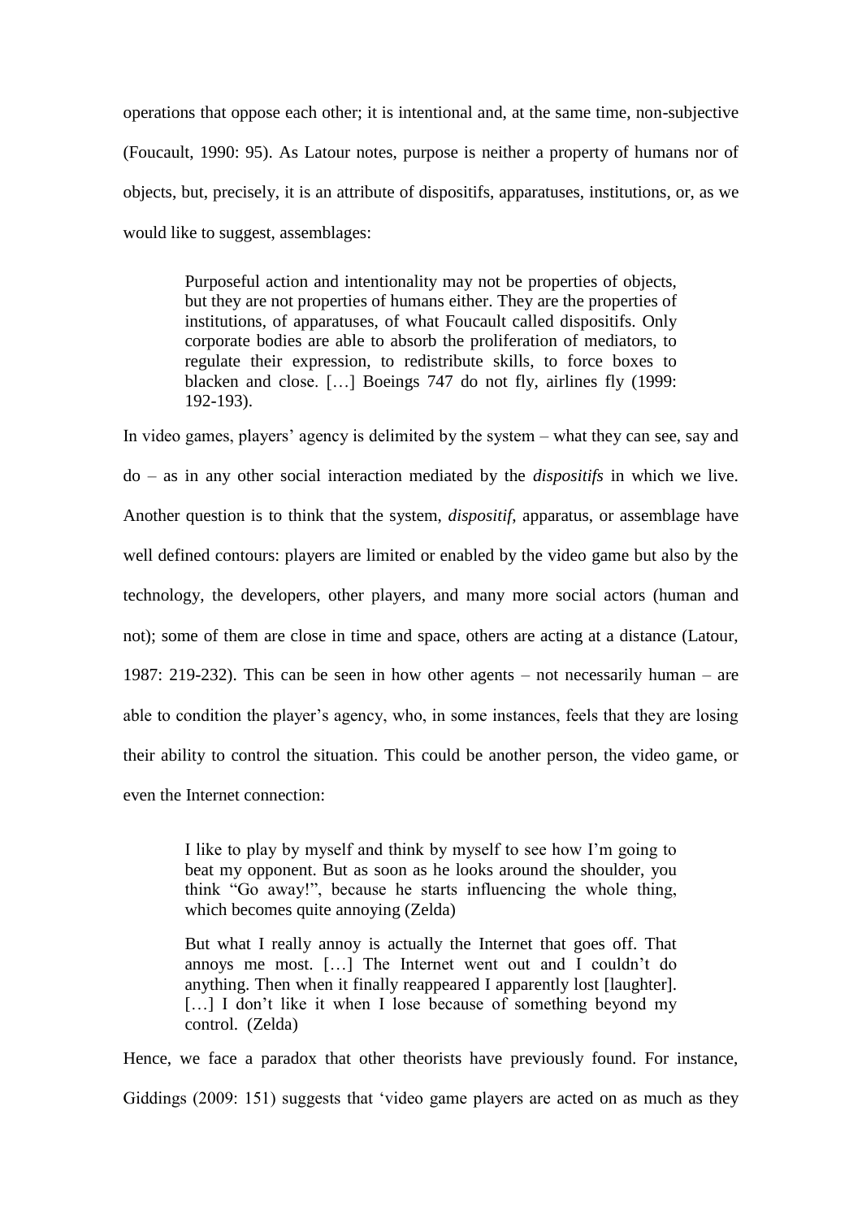operations that oppose each other; it is intentional and, at the same time, non-subjective (Foucault, 1990: 95). As Latour notes, purpose is neither a property of humans nor of objects, but, precisely, it is an attribute of dispositifs, apparatuses, institutions, or, as we would like to suggest, assemblages:

> Purposeful action and intentionality may not be properties of objects, but they are not properties of humans either. They are the properties of institutions, of apparatuses, of what Foucault called dispositifs. Only corporate bodies are able to absorb the proliferation of mediators, to regulate their expression, to redistribute skills, to force boxes to blacken and close. […] Boeings 747 do not fly, airlines fly (1999: 192-193).

In video games, players' agency is delimited by the system – what they can see, say and do – as in any other social interaction mediated by the *dispositifs* in which we live. Another question is to think that the system, *dispositif*, apparatus, or assemblage have well defined contours: players are limited or enabled by the video game but also by the technology, the developers, other players, and many more social actors (human and not); some of them are close in time and space, others are acting at a distance (Latour, 1987: 219-232). This can be seen in how other agents – not necessarily human – are able to condition the player's agency, who, in some instances, feels that they are losing their ability to control the situation. This could be another person, the video game, or even the Internet connection:

> I like to play by myself and think by myself to see how I'm going to beat my opponent. But as soon as he looks around the shoulder, you think "Go away!", because he starts influencing the whole thing, which becomes quite annoying (Zelda)

> But what I really annoy is actually the Internet that goes off. That annoys me most. […] The Internet went out and I couldn't do anything. Then when it finally reappeared I apparently lost [laughter]. […] I don't like it when I lose because of something beyond my control. (Zelda)

Hence, we face a paradox that other theorists have previously found. For instance, Giddings (2009: 151) suggests that 'video game players are acted on as much as they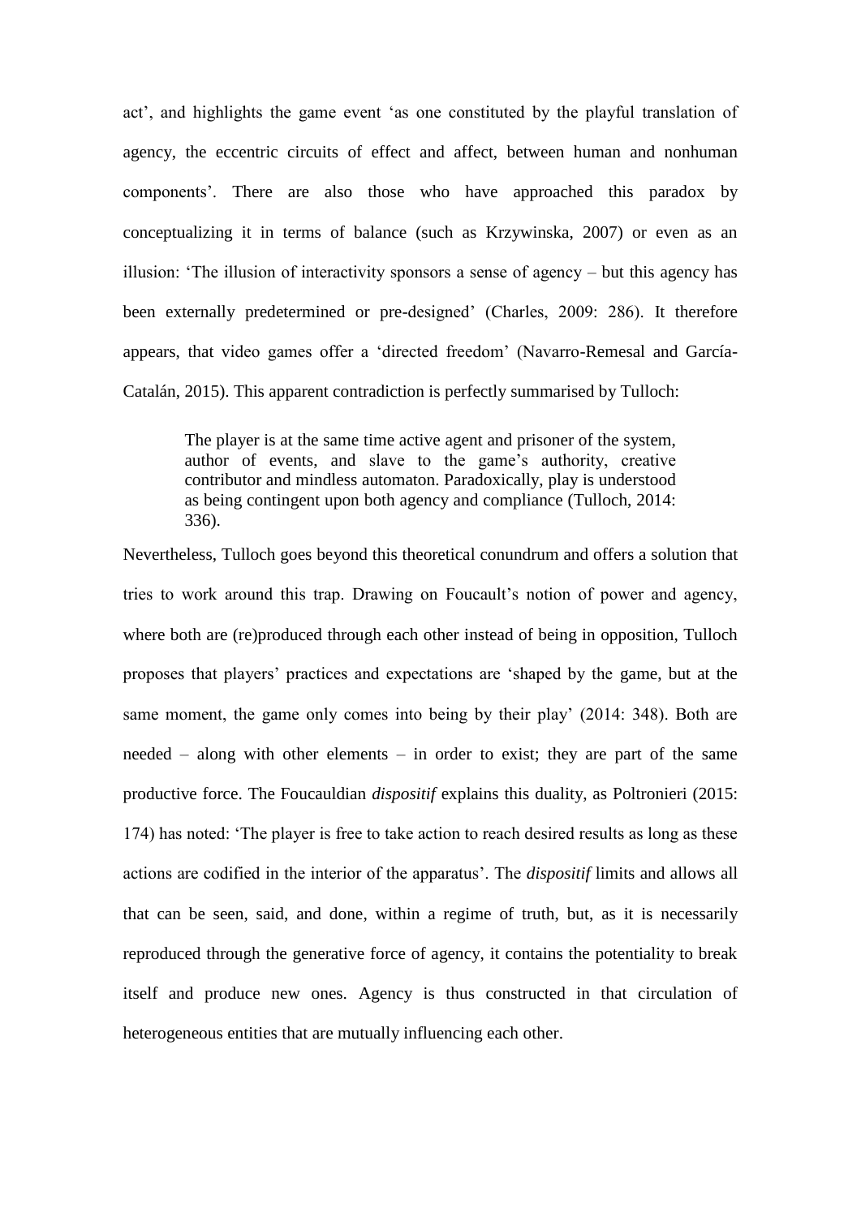act', and highlights the game event 'as one constituted by the playful translation of agency, the eccentric circuits of effect and affect, between human and nonhuman components'. There are also those who have approached this paradox by conceptualizing it in terms of balance (such as Krzywinska, 2007) or even as an illusion: 'The illusion of interactivity sponsors a sense of agency – but this agency has been externally predetermined or pre-designed' (Charles, 2009: 286). It therefore appears, that video games offer a 'directed freedom' (Navarro-Remesal and García-Catalán, 2015). This apparent contradiction is perfectly summarised by Tulloch:

> The player is at the same time active agent and prisoner of the system, author of events, and slave to the game's authority, creative contributor and mindless automaton. Paradoxically, play is understood as being contingent upon both agency and compliance (Tulloch, 2014: 336).

Nevertheless, Tulloch goes beyond this theoretical conundrum and offers a solution that tries to work around this trap. Drawing on Foucault's notion of power and agency, where both are (re)produced through each other instead of being in opposition, Tulloch proposes that players' practices and expectations are 'shaped by the game, but at the same moment, the game only comes into being by their play' (2014: 348). Both are needed – along with other elements – in order to exist; they are part of the same productive force. The Foucauldian *dispositif* explains this duality, as Poltronieri (2015: 174) has noted: 'The player is free to take action to reach desired results as long as these actions are codified in the interior of the apparatus'. The *dispositif* limits and allows all that can be seen, said, and done, within a regime of truth, but, as it is necessarily reproduced through the generative force of agency, it contains the potentiality to break itself and produce new ones. Agency is thus constructed in that circulation of heterogeneous entities that are mutually influencing each other.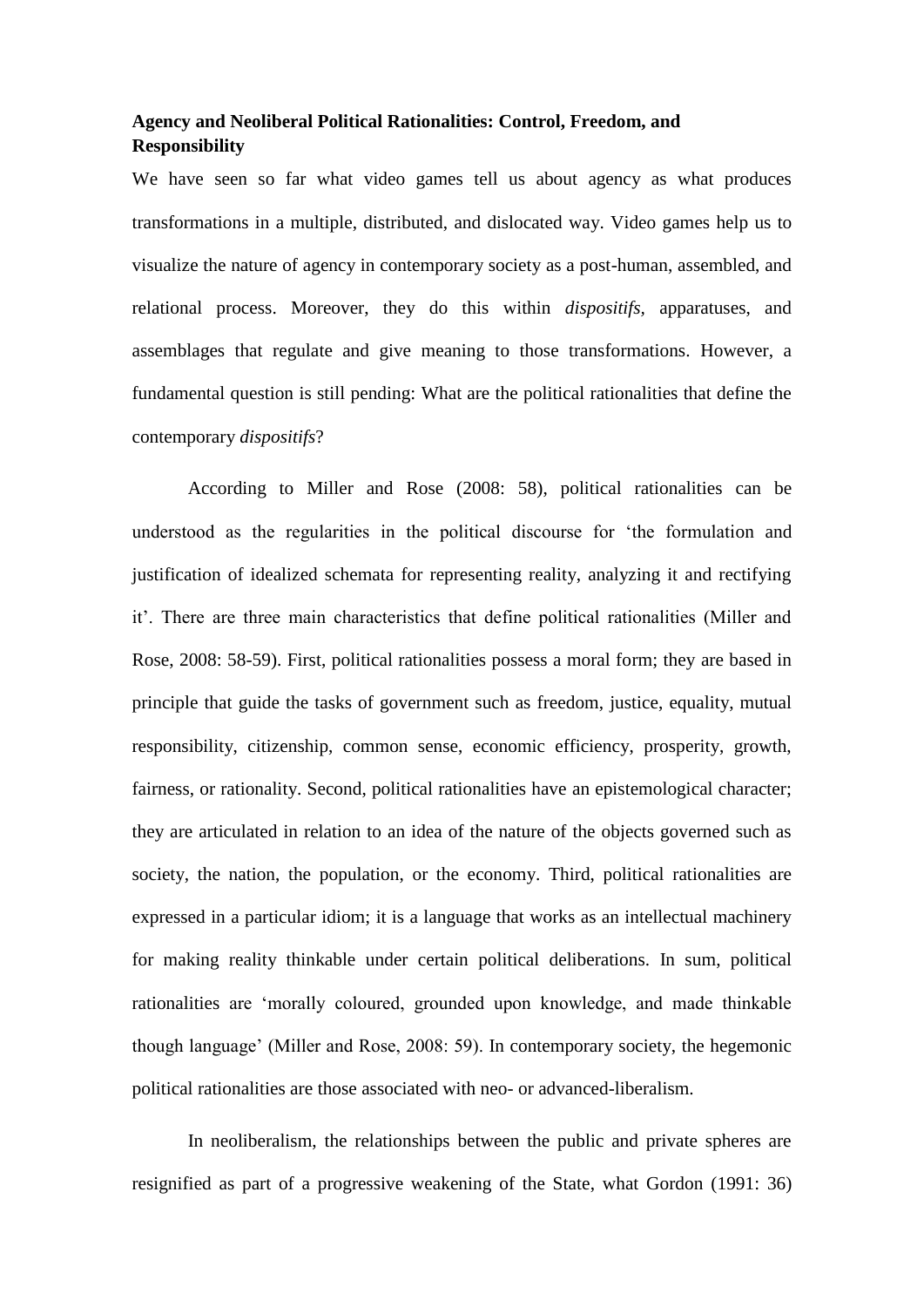**Agency and Neoliberal Political Rationalities: Control, Freedom, and Responsibility**

We have seen so far what video games tell us about agency as what produces transformations in a multiple, distributed, and dislocated way. Video games help us to visualize the nature of agency in contemporary society as a post-human, assembled, and relational process. Moreover, they do this within *dispositifs*, apparatuses, and assemblages that regulate and give meaning to those transformations. However, a fundamental question is still pending: What are the political rationalities that define the contemporary *dispositifs*?

According to Miller and Rose (2008: 58), political rationalities can be understood as the regularities in the political discourse for 'the formulation and justification of idealized schemata for representing reality, analyzing it and rectifying it'. There are three main characteristics that define political rationalities (Miller and Rose, 2008: 58-59). First, political rationalities possess a moral form; they are based in principle that guide the tasks of government such as freedom, justice, equality, mutual responsibility, citizenship, common sense, economic efficiency, prosperity, growth, fairness, or rationality. Second, political rationalities have an epistemological character; they are articulated in relation to an idea of the nature of the objects governed such as society, the nation, the population, or the economy. Third, political rationalities are expressed in a particular idiom; it is a language that works as an intellectual machinery for making reality thinkable under certain political deliberations. In sum, political rationalities are 'morally coloured, grounded upon knowledge, and made thinkable though language' (Miller and Rose, 2008: 59). In contemporary society, the hegemonic political rationalities are those associated with neo- or advanced-liberalism.

In neoliberalism, the relationships between the public and private spheres are resignified as part of a progressive weakening of the State, what Gordon (1991: 36)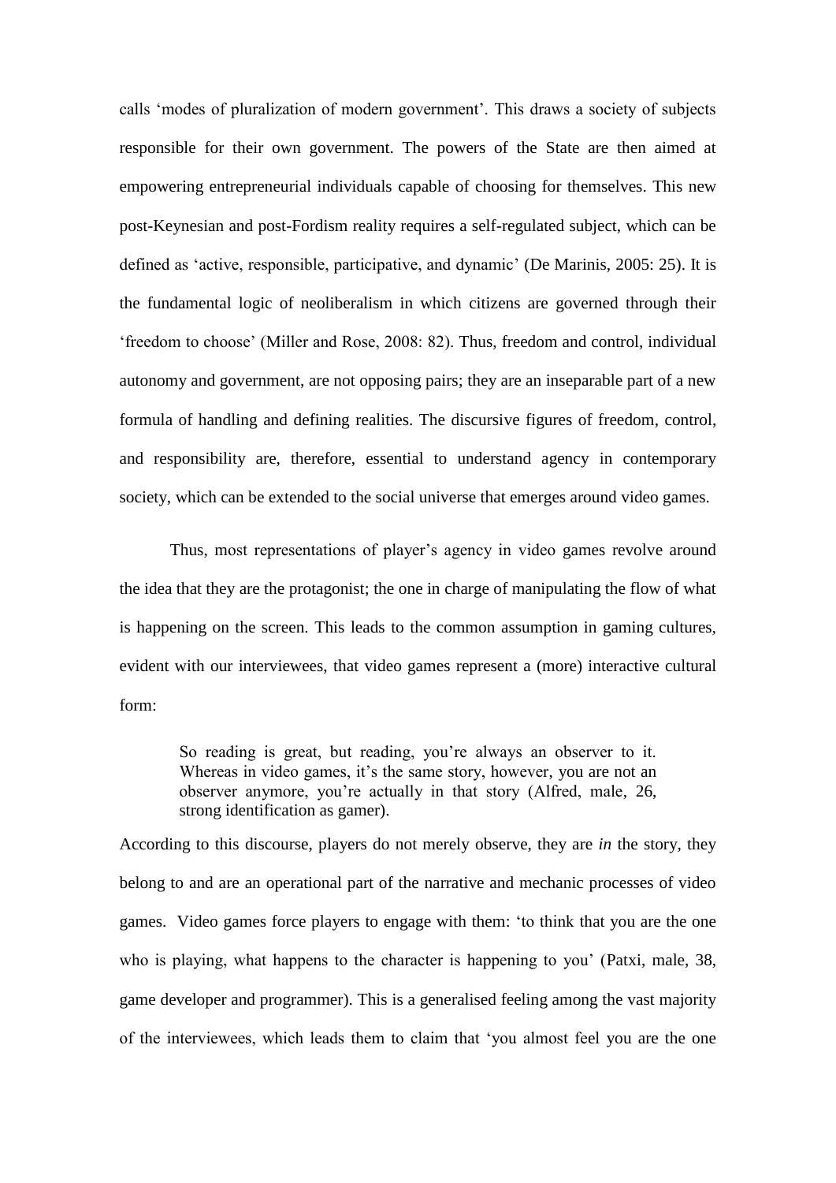calls 'modes of pluralization of modern government'. This draws a society of subjects responsible for their own government. The powers of the State are then aimed at empowering entrepreneurial individuals capable of choosing for themselves. This new post-Keynesian and post-Fordism reality requires a self-regulated subject, which can be defined as 'active, responsible, participative, and dynamic' (De Marinis, 2005: 25). It is the fundamental logic of neoliberalism in which citizens are governed through their 'freedom to choose' (Miller and Rose, 2008: 82). Thus, freedom and control, individual autonomy and government, are not opposing pairs; they are an inseparable part of a new formula of handling and defining realities. The discursive figures of freedom, control, and responsibility are, therefore, essential to understand agency in contemporary society, which can be extended to the social universe that emerges around video games.

Thus, most representations of player's agency in video games revolve around the idea that they are the protagonist; the one in charge of manipulating the flow of what is happening on the screen. This leads to the common assumption in gaming cultures, evident with our interviewees, that video games represent a (more) interactive cultural form:

> So reading is great, but reading, you're always an observer to it. Whereas in video games, it's the same story, however, you are not an observer anymore, you're actually in that story (Alfred, male, 26, strong identification as gamer).

According to this discourse, players do not merely observe, they are *in* the story, they belong to and are an operational part of the narrative and mechanic processes of video games. Video games force players to engage with them: 'to think that you are the one who is playing, what happens to the character is happening to you' (Patxi, male, 38, game developer and programmer). This is a generalised feeling among the vast majority of the interviewees, which leads them to claim that 'you almost feel you are the one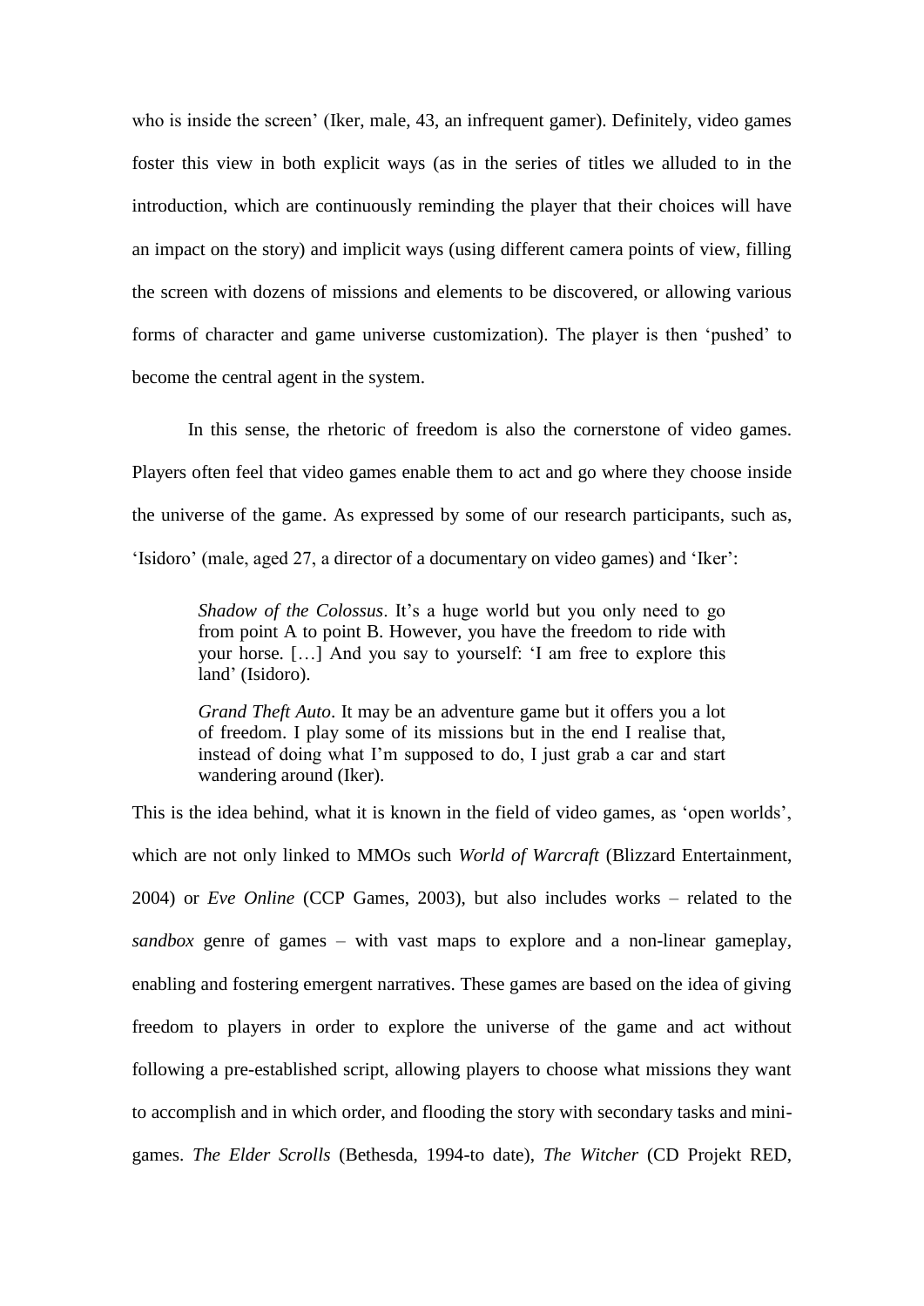who is inside the screen' (Iker, male, 43, an infrequent gamer). Definitely, video games foster this view in both explicit ways (as in the series of titles we alluded to in the introduction, which are continuously reminding the player that their choices will have an impact on the story) and implicit ways (using different camera points of view, filling the screen with dozens of missions and elements to be discovered, or allowing various forms of character and game universe customization). The player is then 'pushed' to become the central agent in the system.

In this sense, the rhetoric of freedom is also the cornerstone of video games. Players often feel that video games enable them to act and go where they choose inside the universe of the game. As expressed by some of our research participants, such as, 'Isidoro' (male, aged 27, a director of a documentary on video games) and 'Iker':

> *Shadow of the Colossus*. It's a huge world but you only need to go from point A to point B. However, you have the freedom to ride with your horse. […] And you say to yourself: 'I am free to explore this land' (Isidoro).

> *Grand Theft Auto*. It may be an adventure game but it offers you a lot of freedom. I play some of its missions but in the end I realise that, instead of doing what I'm supposed to do, I just grab a car and start wandering around (Iker).

This is the idea behind, what it is known in the field of video games, as 'open worlds', which are not only linked to MMOs such *World of Warcraft* (Blizzard Entertainment, 2004) or *Eve Online* (CCP Games, 2003), but also includes works – related to the *sandbox* genre of games – with vast maps to explore and a non-linear gameplay, enabling and fostering emergent narratives. These games are based on the idea of giving freedom to players in order to explore the universe of the game and act without following a pre-established script, allowing players to choose what missions they want to accomplish and in which order, and flooding the story with secondary tasks and mini-games. *The Elder Scrolls* (Bethesda, 1994-to date), *The Witcher* (CD Projekt RED,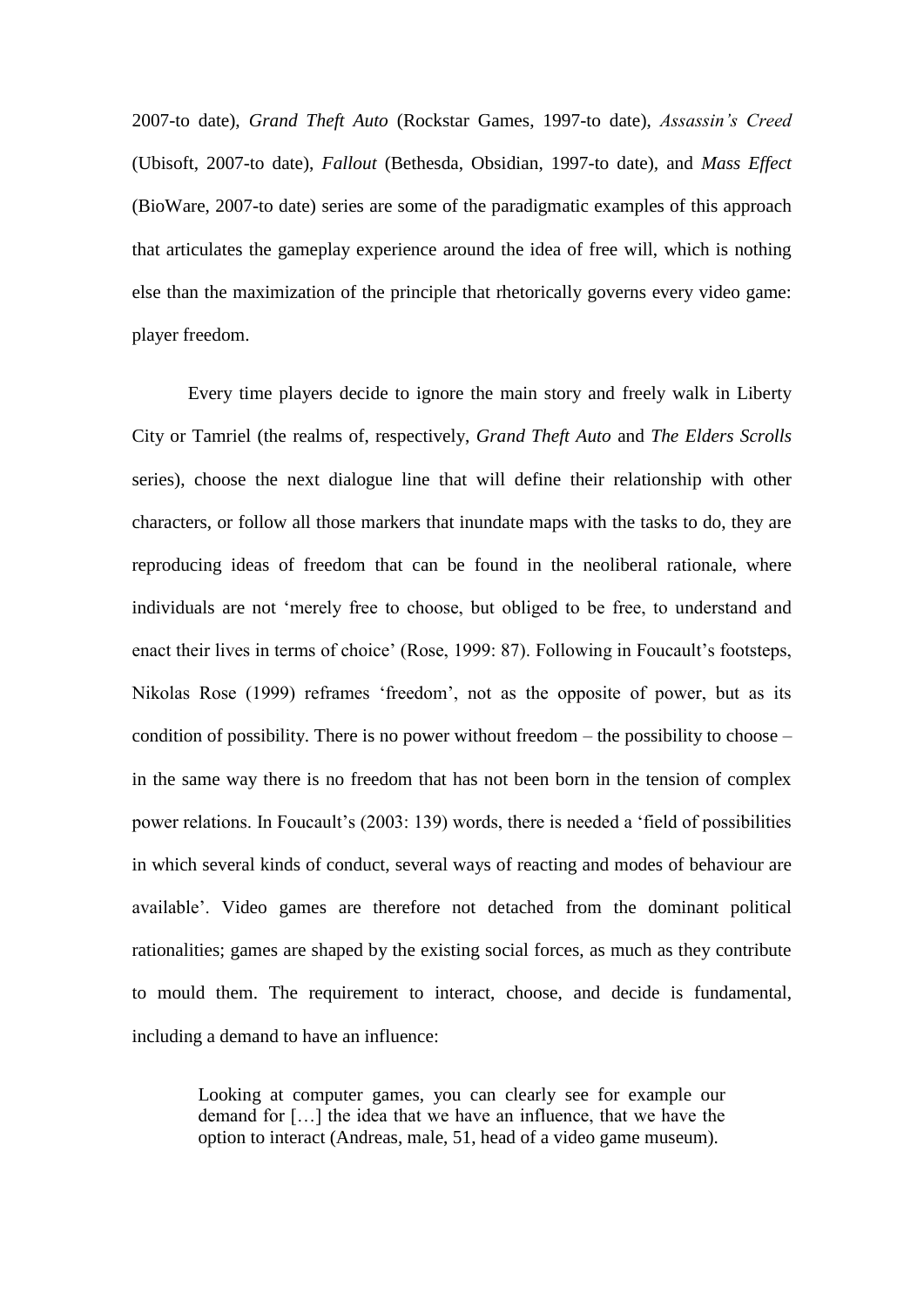2007-to date), *Grand Theft Auto* (Rockstar Games, 1997-to date), *Assassin's Creed* (Ubisoft, 2007-to date), *Fallout* (Bethesda, Obsidian, 1997-to date), and *Mass Effect* (BioWare, 2007-to date) series are some of the paradigmatic examples of this approach that articulates the gameplay experience around the idea of free will, which is nothing else than the maximization of the principle that rhetorically governs every video game: player freedom.

Every time players decide to ignore the main story and freely walk in Liberty City or Tamriel (the realms of, respectively, *Grand Theft Auto* and *The Elders Scrolls* series), choose the next dialogue line that will define their relationship with other characters, or follow all those markers that inundate maps with the tasks to do, they are reproducing ideas of freedom that can be found in the neoliberal rationale, where individuals are not 'merely free to choose, but obliged to be free, to understand and enact their lives in terms of choice' (Rose, 1999: 87). Following in Foucault's footsteps, Nikolas Rose (1999) reframes 'freedom', not as the opposite of power, but as its condition of possibility. There is no power without freedom – the possibility to choose – in the same way there is no freedom that has not been born in the tension of complex power relations. In Foucault's (2003: 139) words, there is needed a 'field of possibilities in which several kinds of conduct, several ways of reacting and modes of behaviour are available'. Video games are therefore not detached from the dominant political rationalities; games are shaped by the existing social forces, as much as they contribute to mould them. The requirement to interact, choose, and decide is fundamental, including a demand to have an influence:

> Looking at computer games, you can clearly see for example our demand for […] the idea that we have an influence, that we have the option to interact (Andreas, male, 51, head of a video game museum).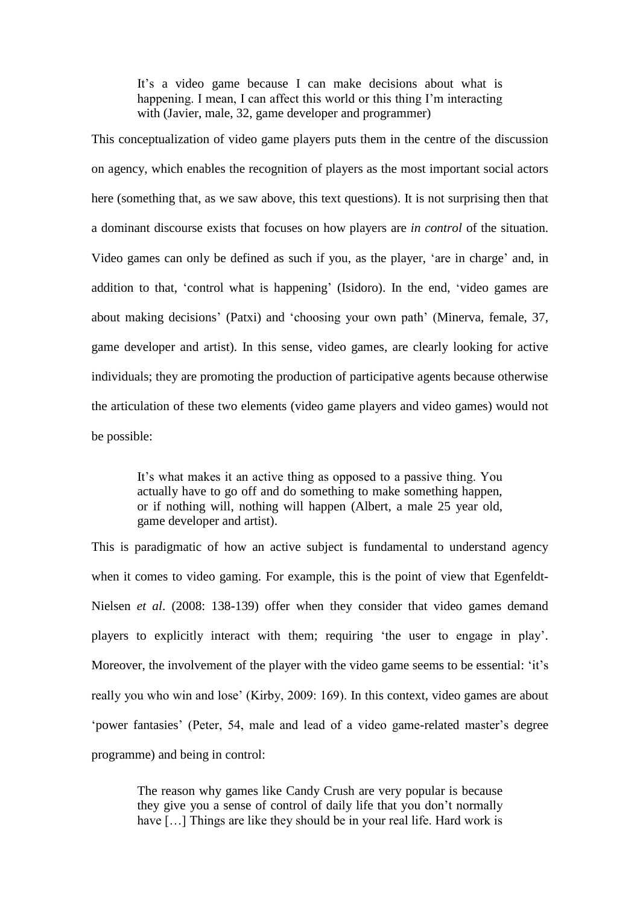> It's a video game because I can make decisions about what is happening. I mean, I can affect this world or this thing I'm interacting with (Javier, male, 32, game developer and programmer)

This conceptualization of video game players puts them in the centre of the discussion on agency, which enables the recognition of players as the most important social actors here (something that, as we saw above, this text questions). It is not surprising then that a dominant discourse exists that focuses on how players are *in control* of the situation. Video games can only be defined as such if you, as the player, 'are in charge' and, in addition to that, 'control what is happening' (Isidoro). In the end, 'video games are about making decisions' (Patxi) and 'choosing your own path' (Minerva, female, 37, game developer and artist). In this sense, video games, are clearly looking for active individuals; they are promoting the production of participative agents because otherwise the articulation of these two elements (video game players and video games) would not be possible:

> It's what makes it an active thing as opposed to a passive thing. You actually have to go off and do something to make something happen, or if nothing will, nothing will happen (Albert, a male 25 year old, game developer and artist).

This is paradigmatic of how an active subject is fundamental to understand agency when it comes to video gaming. For example, this is the point of view that Egenfeldt-Nielsen *et al*. (2008: 138-139) offer when they consider that video games demand players to explicitly interact with them; requiring 'the user to engage in play'. Moreover, the involvement of the player with the video game seems to be essential: 'it's really you who win and lose' (Kirby, 2009: 169). In this context, video games are about 'power fantasies' (Peter, 54, male and lead of a video game-related master's degree programme) and being in control:

> The reason why games like Candy Crush are very popular is because they give you a sense of control of daily life that you don't normally have […] Things are like they should be in your real life. Hard work is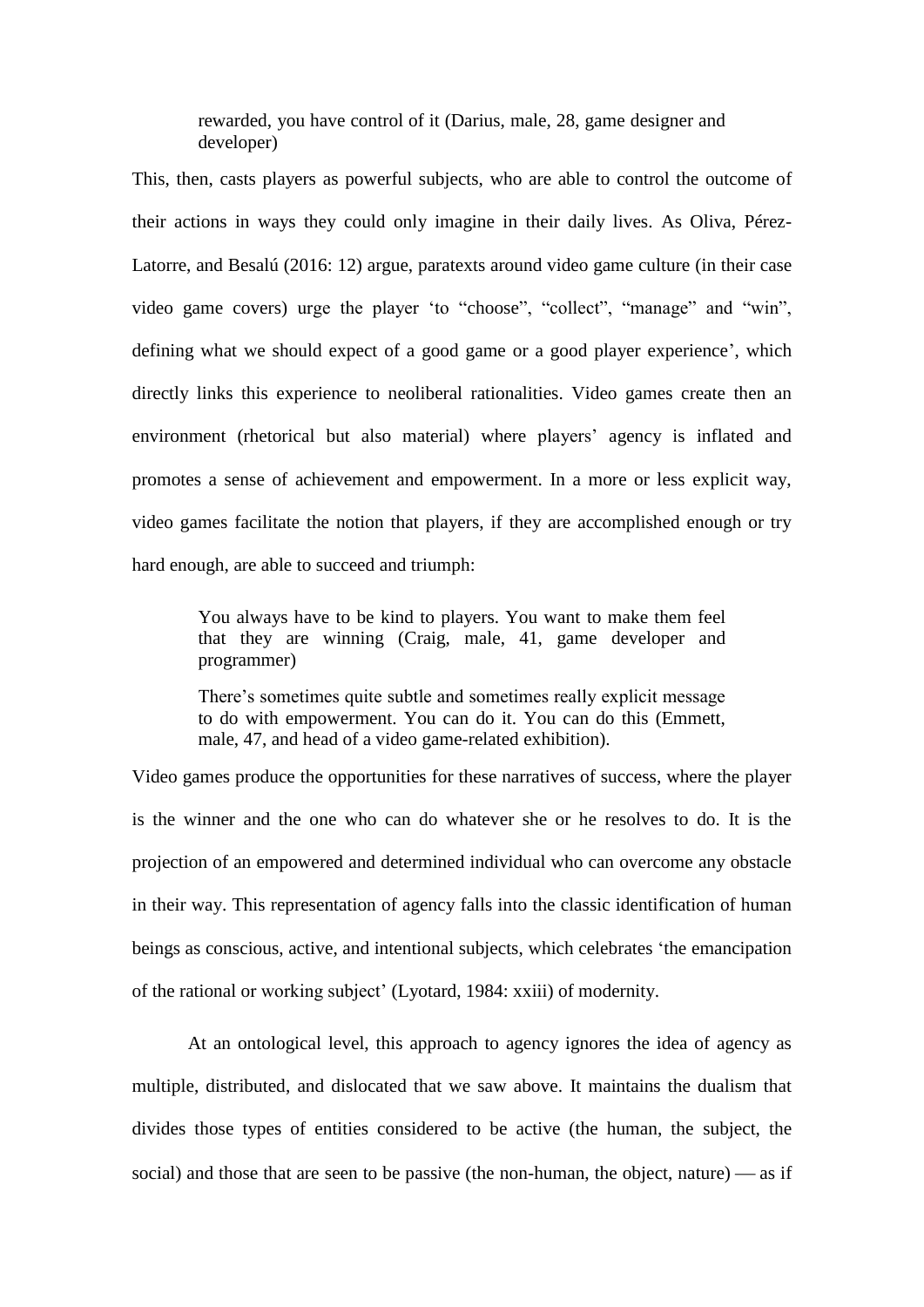> rewarded, you have control of it (Darius, male, 28, game designer and developer)

This, then, casts players as powerful subjects, who are able to control the outcome of their actions in ways they could only imagine in their daily lives. As Oliva, Pérez-Latorre, and Besalú (2016: 12) argue, paratexts around video game culture (in their case video game covers) urge the player 'to "choose", "collect", "manage" and "win", defining what we should expect of a good game or a good player experience', which directly links this experience to neoliberal rationalities. Video games create then an environment (rhetorical but also material) where players' agency is inflated and promotes a sense of achievement and empowerment. In a more or less explicit way, video games facilitate the notion that players, if they are accomplished enough or try hard enough, are able to succeed and triumph:

> You always have to be kind to players. You want to make them feel that they are winning (Craig, male, 41, game developer and programmer)

> There's sometimes quite subtle and sometimes really explicit message to do with empowerment. You can do it. You can do this (Emmett, male, 47, and head of a video game-related exhibition).

Video games produce the opportunities for these narratives of success, where the player is the winner and the one who can do whatever she or he resolves to do. It is the projection of an empowered and determined individual who can overcome any obstacle in their way. This representation of agency falls into the classic identification of human beings as conscious, active, and intentional subjects, which celebrates 'the emancipation of the rational or working subject' (Lyotard, 1984: xxiii) of modernity.

At an ontological level, this approach to agency ignores the idea of agency as multiple, distributed, and dislocated that we saw above. It maintains the dualism that divides those types of entities considered to be active (the human, the subject, the social) and those that are seen to be passive (the non-human, the object, nature) — as if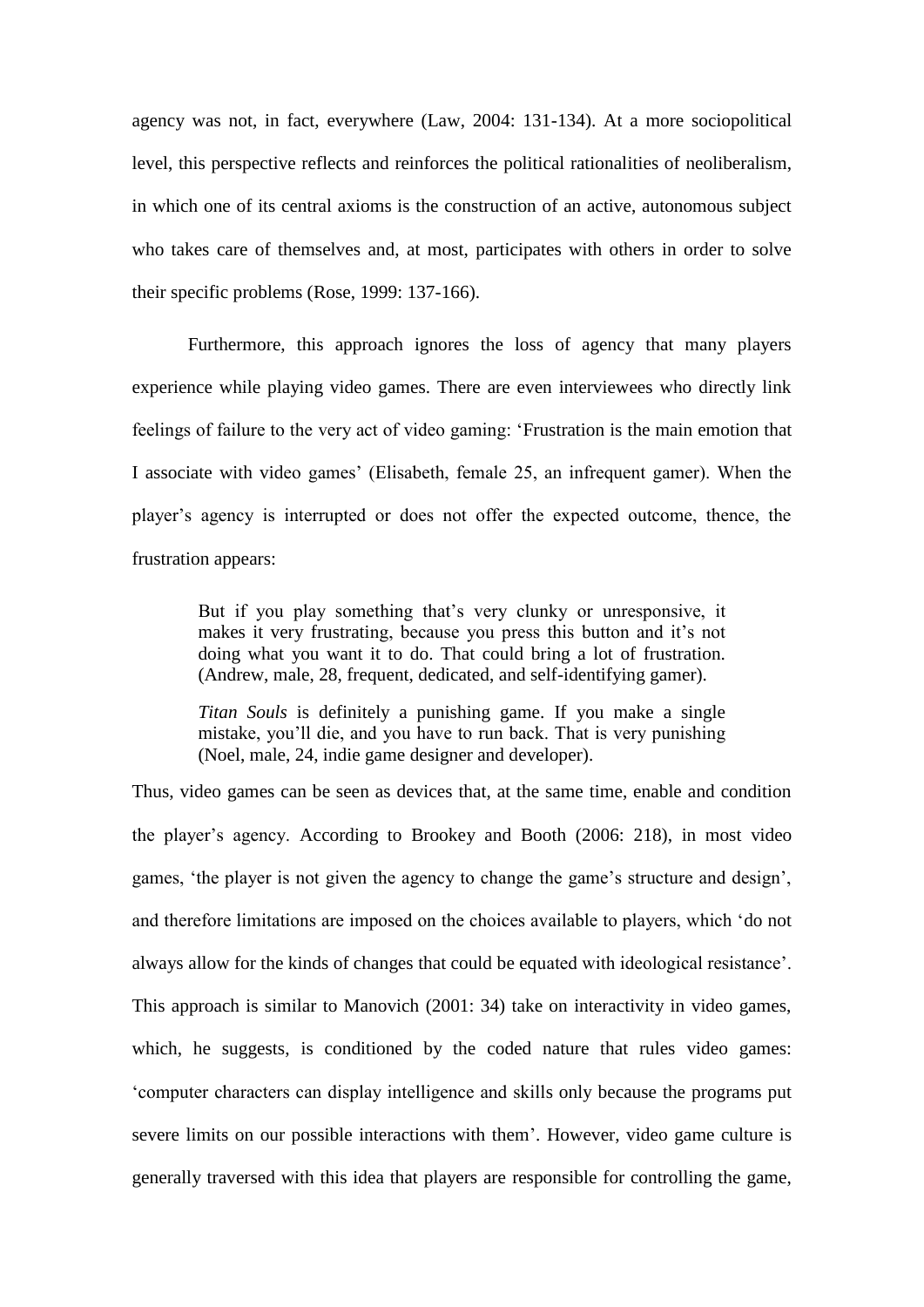agency was not, in fact, everywhere (Law, 2004: 131-134). At a more sociopolitical level, this perspective reflects and reinforces the political rationalities of neoliberalism, in which one of its central axioms is the construction of an active, autonomous subject who takes care of themselves and, at most, participates with others in order to solve their specific problems (Rose, 1999: 137-166).

Furthermore, this approach ignores the loss of agency that many players experience while playing video games. There are even interviewees who directly link feelings of failure to the very act of video gaming: 'Frustration is the main emotion that I associate with video games' (Elisabeth, female 25, an infrequent gamer). When the player's agency is interrupted or does not offer the expected outcome, thence, the frustration appears:

> But if you play something that's very clunky or unresponsive, it makes it very frustrating, because you press this button and it's not doing what you want it to do. That could bring a lot of frustration. (Andrew, male, 28, frequent, dedicated, and self-identifying gamer).

> *Titan Souls* is definitely a punishing game. If you make a single mistake, you'll die, and you have to run back. That is very punishing (Noel, male, 24, indie game designer and developer).

Thus, video games can be seen as devices that, at the same time, enable and condition the player's agency. According to Brookey and Booth (2006: 218), in most video games, 'the player is not given the agency to change the game's structure and design', and therefore limitations are imposed on the choices available to players, which 'do not always allow for the kinds of changes that could be equated with ideological resistance'. This approach is similar to Manovich (2001: 34) take on interactivity in video games, which, he suggests, is conditioned by the coded nature that rules video games: 'computer characters can display intelligence and skills only because the programs put severe limits on our possible interactions with them'. However, video game culture is generally traversed with this idea that players are responsible for controlling the game,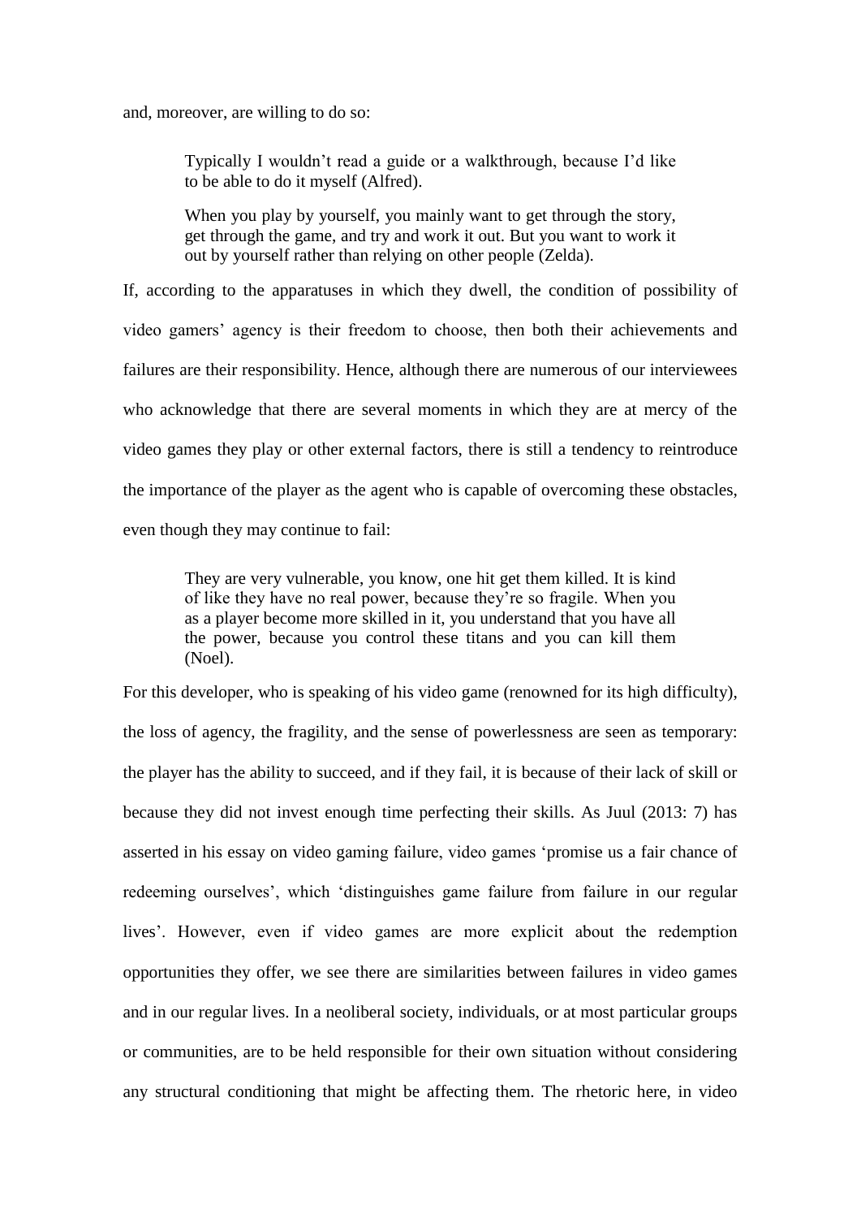and, moreover, are willing to do so:

> Typically I wouldn't read a guide or a walkthrough, because I'd like to be able to do it myself (Alfred).
>
> When you play by yourself, you mainly want to get through the story, get through the game, and try and work it out. But you want to work it out by yourself rather than relying on other people (Zelda).

If, according to the apparatuses in which they dwell, the condition of possibility of video gamers' agency is their freedom to choose, then both their achievements and failures are their responsibility. Hence, although there are numerous of our interviewees who acknowledge that there are several moments in which they are at mercy of the video games they play or other external factors, there is still a tendency to reintroduce the importance of the player as the agent who is capable of overcoming these obstacles, even though they may continue to fail:

> They are very vulnerable, you know, one hit get them killed. It is kind of like they have no real power, because they're so fragile. When you as a player become more skilled in it, you understand that you have all the power, because you control these titans and you can kill them (Noel).

For this developer, who is speaking of his video game (renowned for its high difficulty), the loss of agency, the fragility, and the sense of powerlessness are seen as temporary: the player has the ability to succeed, and if they fail, it is because of their lack of skill or because they did not invest enough time perfecting their skills. As Juul (2013: 7) has asserted in his essay on video gaming failure, video games 'promise us a fair chance of redeeming ourselves', which 'distinguishes game failure from failure in our regular lives'. However, even if video games are more explicit about the redemption opportunities they offer, we see there are similarities between failures in video games and in our regular lives. In a neoliberal society, individuals, or at most particular groups or communities, are to be held responsible for their own situation without considering any structural conditioning that might be affecting them. The rhetoric here, in video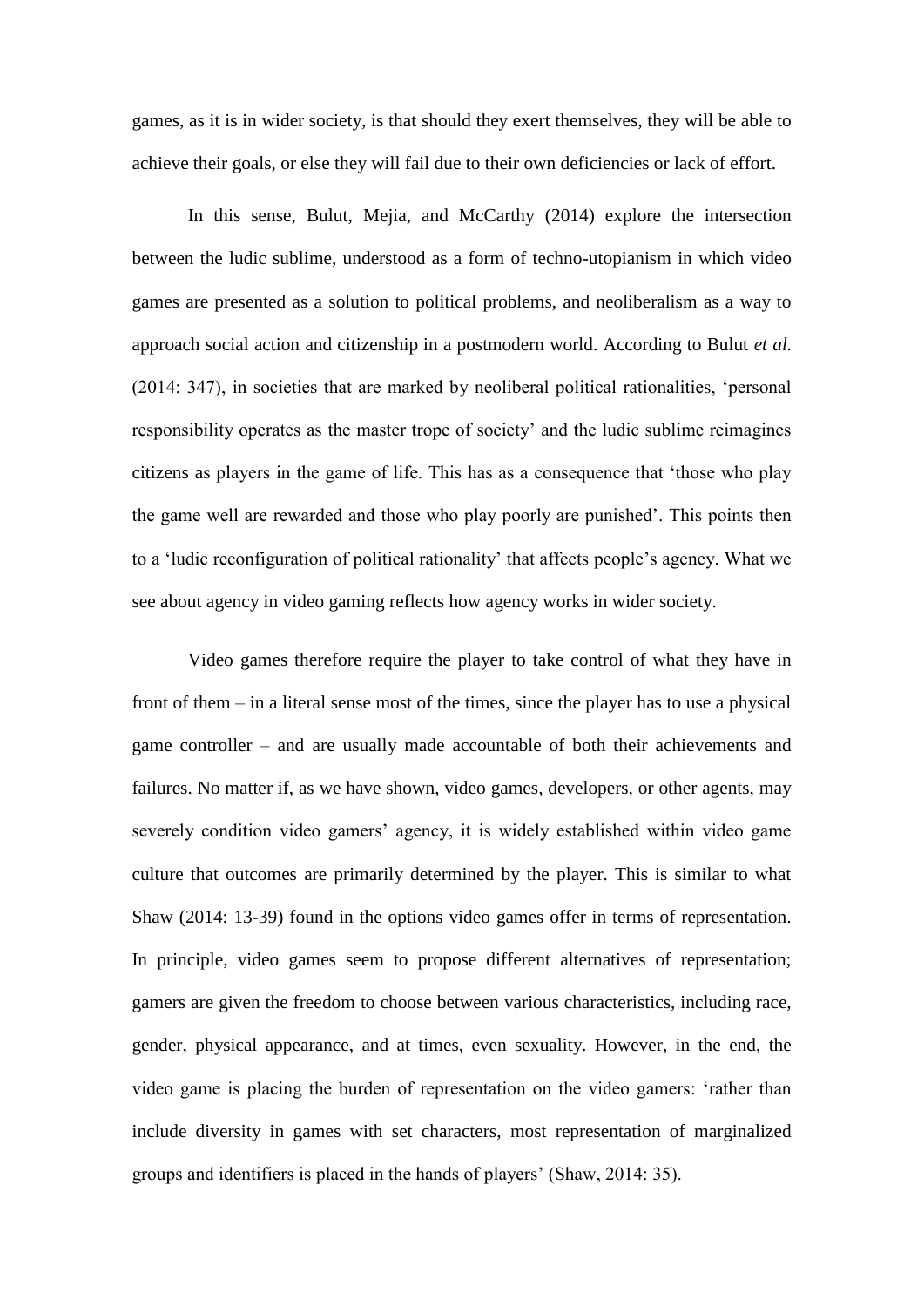games, as it is in wider society, is that should they exert themselves, they will be able to achieve their goals, or else they will fail due to their own deficiencies or lack of effort.

In this sense, Bulut, Mejia, and McCarthy (2014) explore the intersection between the ludic sublime, understood as a form of techno-utopianism in which video games are presented as a solution to political problems, and neoliberalism as a way to approach social action and citizenship in a postmodern world. According to Bulut *et al.* (2014: 347), in societies that are marked by neoliberal political rationalities, 'personal responsibility operates as the master trope of society' and the ludic sublime reimagines citizens as players in the game of life. This has as a consequence that 'those who play the game well are rewarded and those who play poorly are punished'. This points then to a 'ludic reconfiguration of political rationality' that affects people's agency. What we see about agency in video gaming reflects how agency works in wider society.

Video games therefore require the player to take control of what they have in front of them – in a literal sense most of the times, since the player has to use a physical game controller – and are usually made accountable of both their achievements and failures. No matter if, as we have shown, video games, developers, or other agents, may severely condition video gamers' agency, it is widely established within video game culture that outcomes are primarily determined by the player. This is similar to what Shaw (2014: 13-39) found in the options video games offer in terms of representation. In principle, video games seem to propose different alternatives of representation; gamers are given the freedom to choose between various characteristics, including race, gender, physical appearance, and at times, even sexuality. However, in the end, the video game is placing the burden of representation on the video gamers: 'rather than include diversity in games with set characters, most representation of marginalized groups and identifiers is placed in the hands of players' (Shaw, 2014: 35).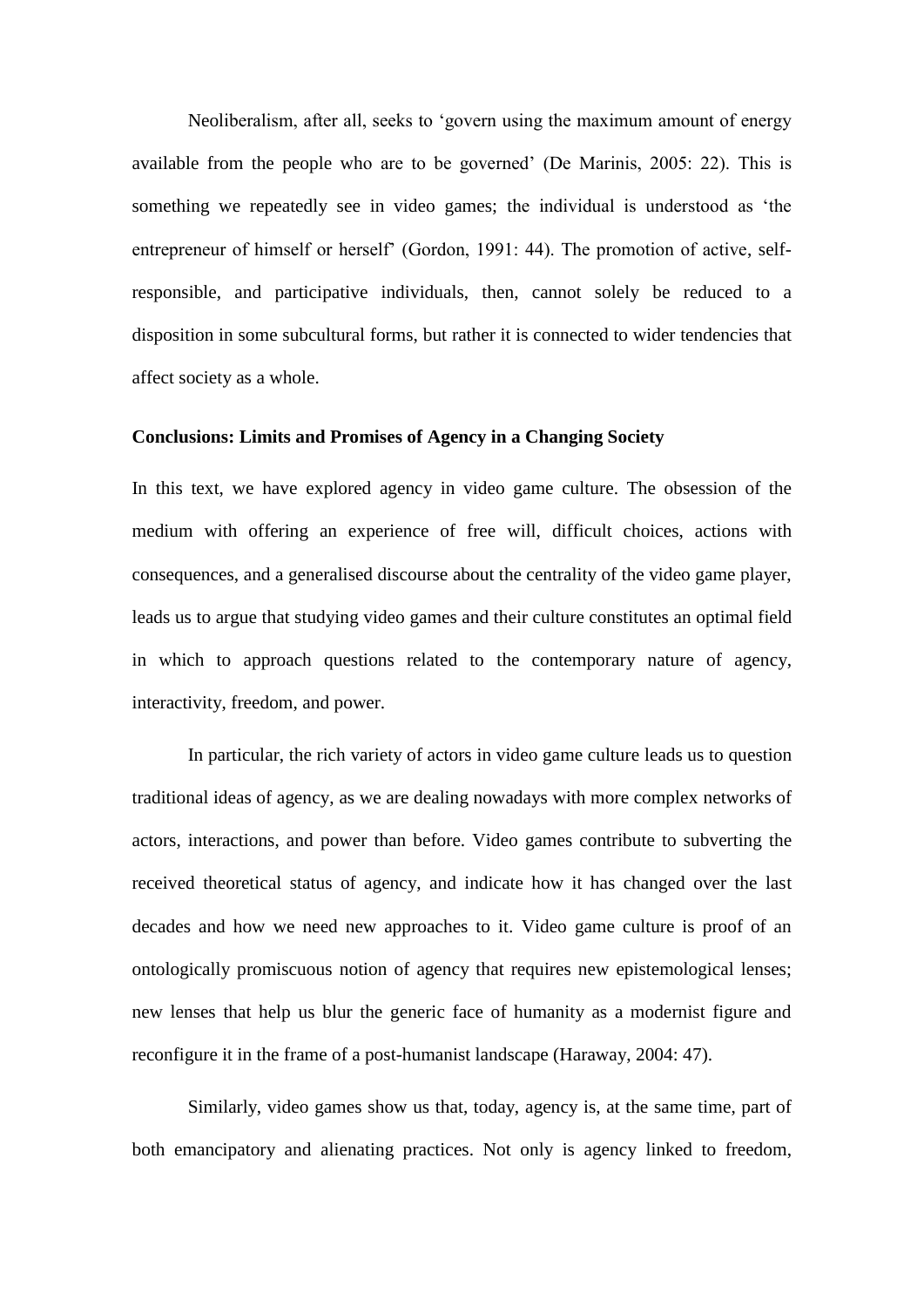Neoliberalism, after all, seeks to 'govern using the maximum amount of energy available from the people who are to be governed' (De Marinis, 2005: 22). This is something we repeatedly see in video games; the individual is understood as 'the entrepreneur of himself or herself' (Gordon, 1991: 44). The promotion of active, self-responsible, and participative individuals, then, cannot solely be reduced to a disposition in some subcultural forms, but rather it is connected to wider tendencies that affect society as a whole.

**Conclusions: Limits and Promises of Agency in a Changing Society**

In this text, we have explored agency in video game culture. The obsession of the medium with offering an experience of free will, difficult choices, actions with consequences, and a generalised discourse about the centrality of the video game player, leads us to argue that studying video games and their culture constitutes an optimal field in which to approach questions related to the contemporary nature of agency, interactivity, freedom, and power.

In particular, the rich variety of actors in video game culture leads us to question traditional ideas of agency, as we are dealing nowadays with more complex networks of actors, interactions, and power than before. Video games contribute to subverting the received theoretical status of agency, and indicate how it has changed over the last decades and how we need new approaches to it. Video game culture is proof of an ontologically promiscuous notion of agency that requires new epistemological lenses; new lenses that help us blur the generic face of humanity as a modernist figure and reconfigure it in the frame of a post-humanist landscape (Haraway, 2004: 47).

Similarly, video games show us that, today, agency is, at the same time, part of both emancipatory and alienating practices. Not only is agency linked to freedom,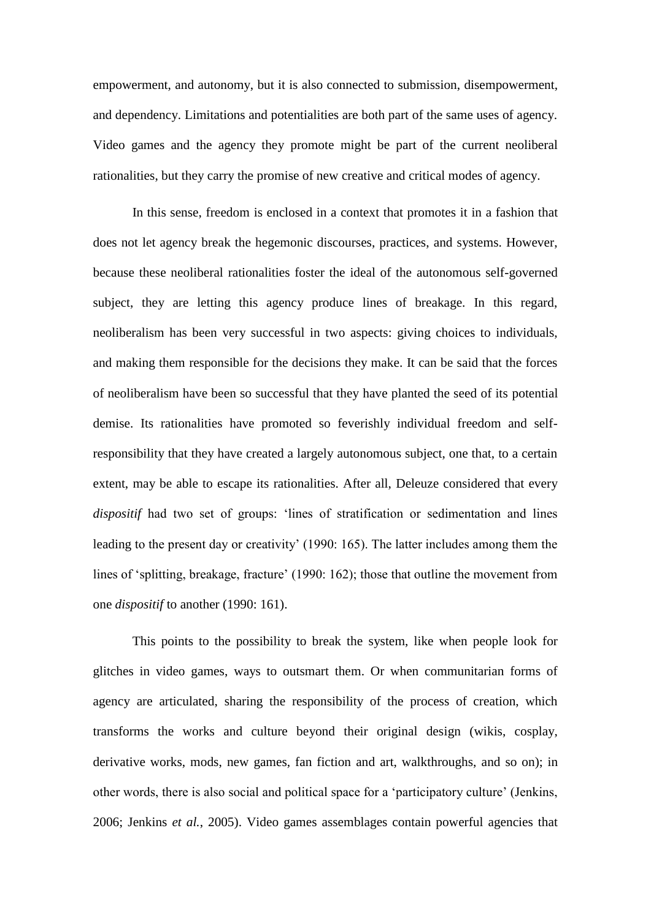empowerment, and autonomy, but it is also connected to submission, disempowerment, and dependency. Limitations and potentialities are both part of the same uses of agency. Video games and the agency they promote might be part of the current neoliberal rationalities, but they carry the promise of new creative and critical modes of agency.

In this sense, freedom is enclosed in a context that promotes it in a fashion that does not let agency break the hegemonic discourses, practices, and systems. However, because these neoliberal rationalities foster the ideal of the autonomous self-governed subject, they are letting this agency produce lines of breakage. In this regard, neoliberalism has been very successful in two aspects: giving choices to individuals, and making them responsible for the decisions they make. It can be said that the forces of neoliberalism have been so successful that they have planted the seed of its potential demise. Its rationalities have promoted so feverishly individual freedom and self-responsibility that they have created a largely autonomous subject, one that, to a certain extent, may be able to escape its rationalities. After all, Deleuze considered that every *dispositif* had two set of groups: 'lines of stratification or sedimentation and lines leading to the present day or creativity' (1990: 165). The latter includes among them the lines of 'splitting, breakage, fracture' (1990: 162); those that outline the movement from one *dispositif* to another (1990: 161).

This points to the possibility to break the system, like when people look for glitches in video games, ways to outsmart them. Or when communitarian forms of agency are articulated, sharing the responsibility of the process of creation, which transforms the works and culture beyond their original design (wikis, cosplay, derivative works, mods, new games, fan fiction and art, walkthroughs, and so on); in other words, there is also social and political space for a 'participatory culture' (Jenkins, 2006; Jenkins *et al.*, 2005). Video games assemblages contain powerful agencies that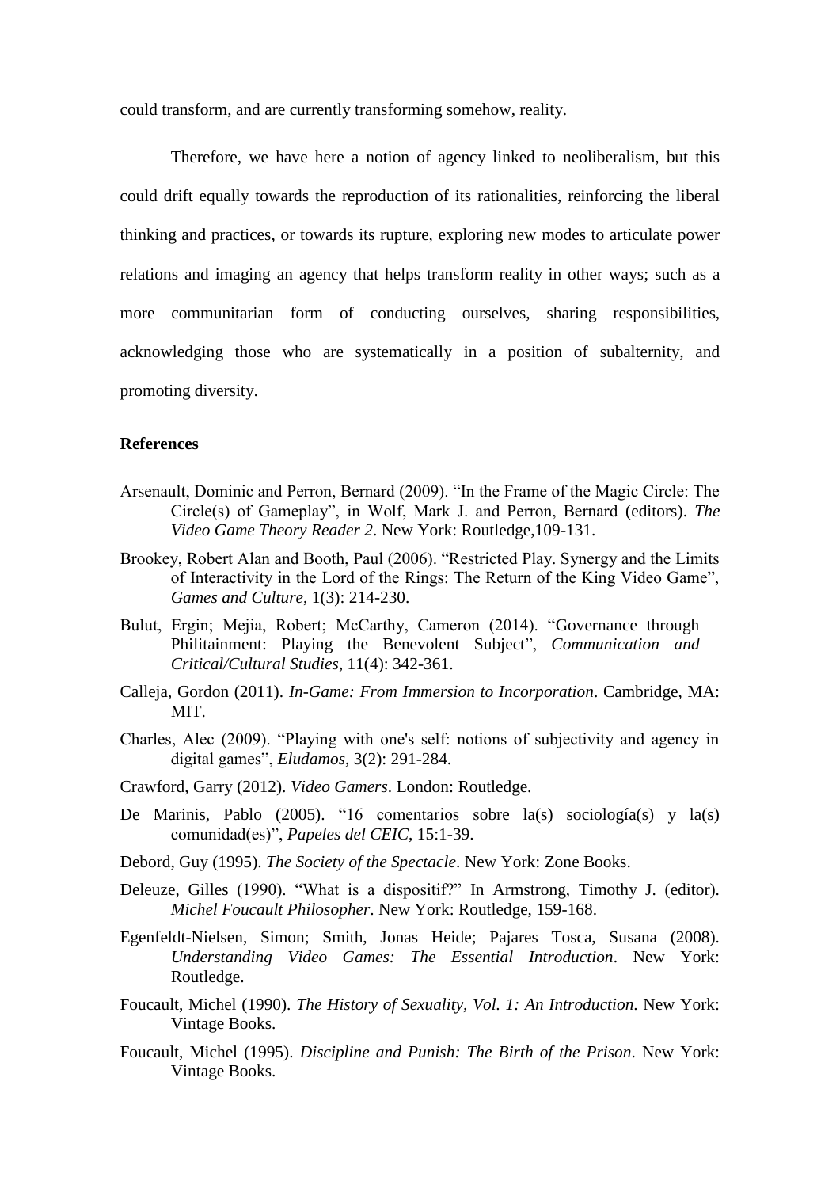could transform, and are currently transforming somehow, reality.

Therefore, we have here a notion of agency linked to neoliberalism, but this could drift equally towards the reproduction of its rationalities, reinforcing the liberal thinking and practices, or towards its rupture, exploring new modes to articulate power relations and imaging an agency that helps transform reality in other ways; such as a more communitarian form of conducting ourselves, sharing responsibilities, acknowledging those who are systematically in a position of subalternity, and promoting diversity.

### References

Arsenault, Dominic and Perron, Bernard (2009). "In the Frame of the Magic Circle: The Circle(s) of Gameplay", in Wolf, Mark J. and Perron, Bernard (editors). *The Video Game Theory Reader 2*. New York: Routledge,109-131.

Brookey, Robert Alan and Booth, Paul (2006). "Restricted Play. Synergy and the Limits of Interactivity in the Lord of the Rings: The Return of the King Video Game", *Games and Culture*, 1(3): 214-230.

Bulut, Ergin; Mejia, Robert; McCarthy, Cameron (2014). "Governance through Philitainment: Playing the Benevolent Subject", *Communication and Critical/Cultural Studies*, 11(4): 342-361.

Calleja, Gordon (2011). *In-Game: From Immersion to Incorporation*. Cambridge, MA: MIT.

Charles, Alec (2009). "Playing with one's self: notions of subjectivity and agency in digital games", *Eludamos*, 3(2): 291-284.

Crawford, Garry (2012). *Video Gamers*. London: Routledge.

De Marinis, Pablo (2005). "16 comentarios sobre la(s) sociología(s) y la(s) comunidad(es)", *Papeles del CEIC*, 15:1-39.

Debord, Guy (1995). *The Society of the Spectacle*. New York: Zone Books.

Deleuze, Gilles (1990). "What is a dispositif?" In Armstrong, Timothy J. (editor). *Michel Foucault Philosopher*. New York: Routledge, 159-168.

Egenfeldt-Nielsen, Simon; Smith, Jonas Heide; Pajares Tosca, Susana (2008). *Understanding Video Games: The Essential Introduction*. New York: Routledge.

Foucault, Michel (1990). *The History of Sexuality, Vol. 1: An Introduction*. New York: Vintage Books.

Foucault, Michel (1995). *Discipline and Punish: The Birth of the Prison*. New York: Vintage Books.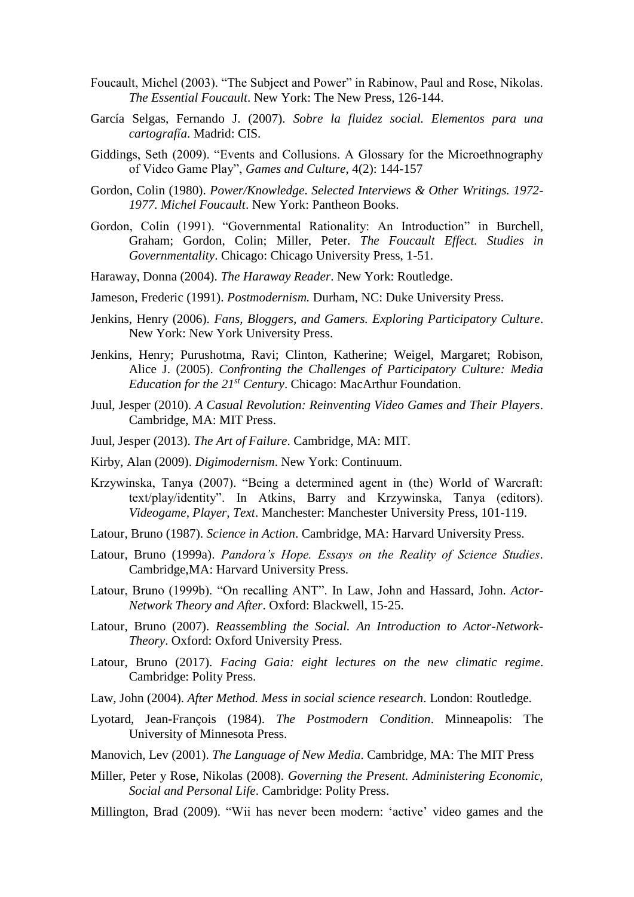Foucault, Michel (2003). "The Subject and Power" in Rabinow, Paul and Rose, Nikolas. *The Essential Foucault*. New York: The New Press, 126-144.

García Selgas, Fernando J. (2007). *Sobre la fluidez social. Elementos para una cartografía*. Madrid: CIS.

Giddings, Seth (2009). "Events and Collusions. A Glossary for the Microethnography of Video Game Play", *Games and Culture*, 4(2): 144-157

Gordon, Colin (1980). *Power/Knowledge. Selected Interviews & Other Writings. 1972-1977. Michel Foucault*. New York: Pantheon Books.

Gordon, Colin (1991). "Governmental Rationality: An Introduction" in Burchell, Graham; Gordon, Colin; Miller, Peter. *The Foucault Effect. Studies in Governmentality*. Chicago: Chicago University Press, 1-51.

Haraway, Donna (2004). *The Haraway Reader*. New York: Routledge.

Jameson, Frederic (1991). *Postmodernism.* Durham, NC: Duke University Press.

Jenkins, Henry (2006). *Fans, Bloggers, and Gamers. Exploring Participatory Culture*. New York: New York University Press.

Jenkins, Henry; Purushotma, Ravi; Clinton, Katherine; Weigel, Margaret; Robison, Alice J. (2005). *Confronting the Challenges of Participatory Culture: Media Education for the 21st Century*. Chicago: MacArthur Foundation.

Juul, Jesper (2010). *A Casual Revolution: Reinventing Video Games and Their Players*. Cambridge, MA: MIT Press.

Juul, Jesper (2013). *The Art of Failure*. Cambridge, MA: MIT.

Kirby, Alan (2009). *Digimodernism*. New York: Continuum.

Krzywinska, Tanya (2007). "Being a determined agent in (the) World of Warcraft: text/play/identity". In Atkins, Barry and Krzywinska, Tanya (editors). *Videogame, Player, Text*. Manchester: Manchester University Press, 101-119.

Latour, Bruno (1987). *Science in Action*. Cambridge, MA: Harvard University Press.

Latour, Bruno (1999a). *Pandora's Hope. Essays on the Reality of Science Studies*. Cambridge,MA: Harvard University Press.

Latour, Bruno (1999b). "On recalling ANT". In Law, John and Hassard, John. *Actor-Network Theory and After*. Oxford: Blackwell, 15-25.

Latour, Bruno (2007). *Reassembling the Social. An Introduction to Actor-Network-Theory*. Oxford: Oxford University Press.

Latour, Bruno (2017). *Facing Gaia: eight lectures on the new climatic regime*. Cambridge: Polity Press.

Law, John (2004). *After Method. Mess in social science research*. London: Routledge.

Lyotard, Jean-François (1984). *The Postmodern Condition*. Minneapolis: The University of Minnesota Press.

Manovich, Lev (2001). *The Language of New Media*. Cambridge, MA: The MIT Press

Miller, Peter y Rose, Nikolas (2008). *Governing the Present. Administering Economic, Social and Personal Life*. Cambridge: Polity Press.

Millington, Brad (2009). "Wii has never been modern: 'active' video games and the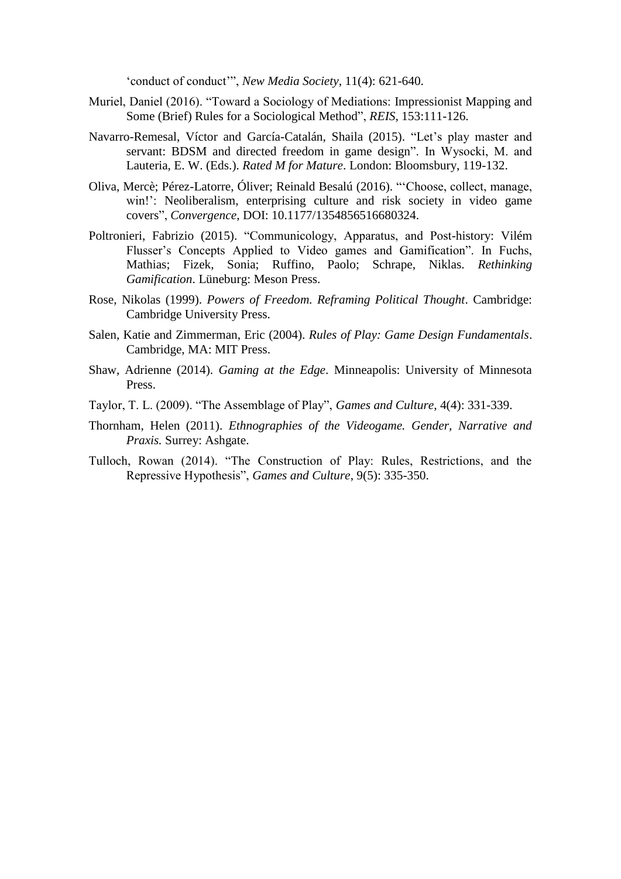‘conduct of conduct’”, *New Media Society*, 11(4): 621-640.

Muriel, Daniel (2016). “Toward a Sociology of Mediations: Impressionist Mapping and Some (Brief) Rules for a Sociological Method”, *REIS*, 153:111-126.

Navarro-Remesal, Víctor and García-Catalán, Shaila (2015). “Let’s play master and servant: BDSM and directed freedom in game design”. In Wysocki, M. and Lauteria, E. W. (Eds.). *Rated M for Mature*. London: Bloomsbury, 119-132.

Oliva, Mercè; Pérez-Latorre, Óliver; Reinald Besalú (2016). “‘Choose, collect, manage, win!’: Neoliberalism, enterprising culture and risk society in video game covers”, *Convergence*, DOI: 10.1177/1354856516680324.

Poltronieri, Fabrizio (2015). “Communicology, Apparatus, and Post-history: Vilém Flusser’s Concepts Applied to Video games and Gamification”. In Fuchs, Mathias; Fizek, Sonia; Ruffino, Paolo; Schrape, Niklas. *Rethinking Gamification*. Lüneburg: Meson Press.

Rose, Nikolas (1999). *Powers of Freedom. Reframing Political Thought*. Cambridge: Cambridge University Press.

Salen, Katie and Zimmerman, Eric (2004). *Rules of Play: Game Design Fundamentals*. Cambridge, MA: MIT Press.

Shaw, Adrienne (2014). *Gaming at the Edge*. Minneapolis: University of Minnesota Press.

Taylor, T. L. (2009). “The Assemblage of Play”, *Games and Culture*, 4(4): 331-339.

Thornham, Helen (2011). *Ethnographies of the Videogame. Gender, Narrative and Praxis.* Surrey: Ashgate.

Tulloch, Rowan (2014). “The Construction of Play: Rules, Restrictions, and the Repressive Hypothesis”, *Games and Culture*, 9(5): 335-350.